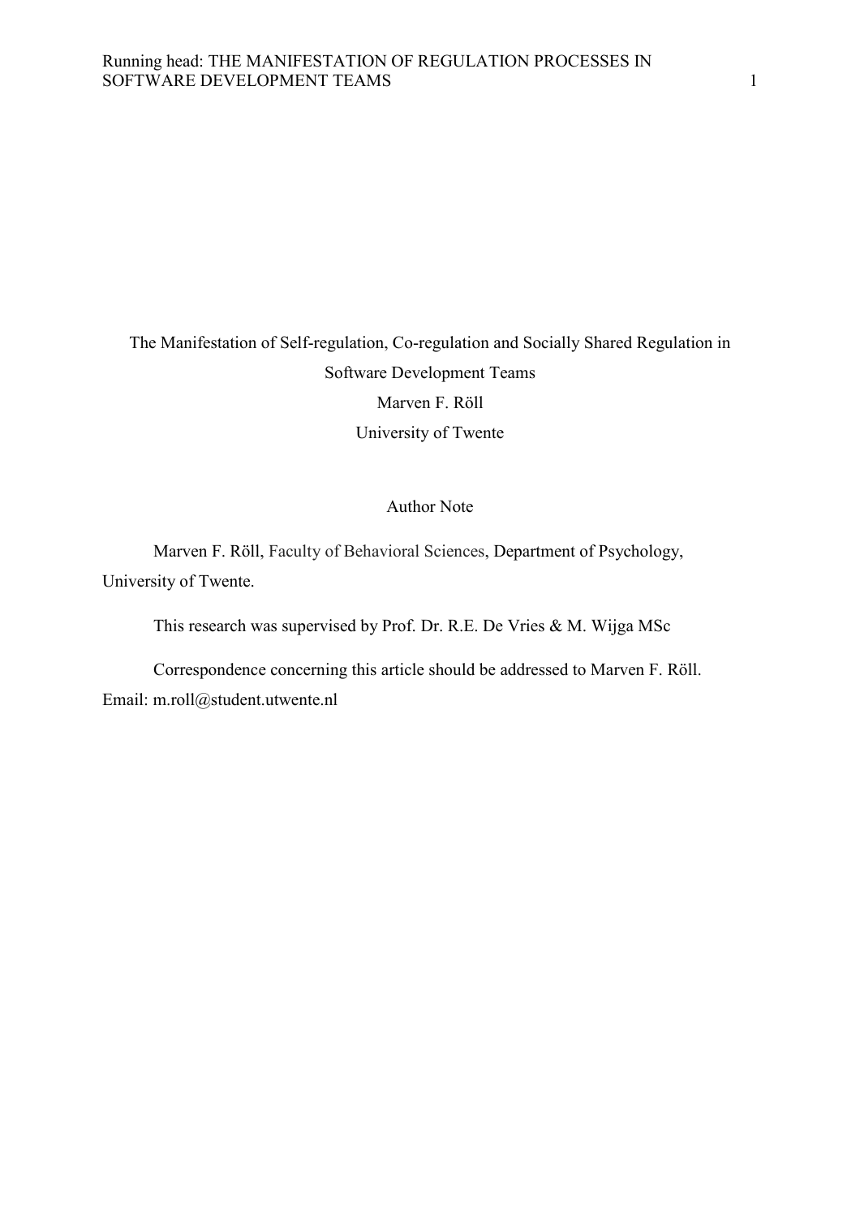# The Manifestation of Self-regulation, Co-regulation and Socially Shared Regulation in Software Development Teams

Marven F. Röll

University of Twente

## Author Note

Marven F. Röll, Faculty of Behavioral Sciences, Department of Psychology, University of Twente.

This research was supervised by Prof. Dr. R.E. De Vries & M. Wijga MSc

Correspondence concerning this article should be addressed to Marven F. Röll. Email: m.roll@student.utwente.nl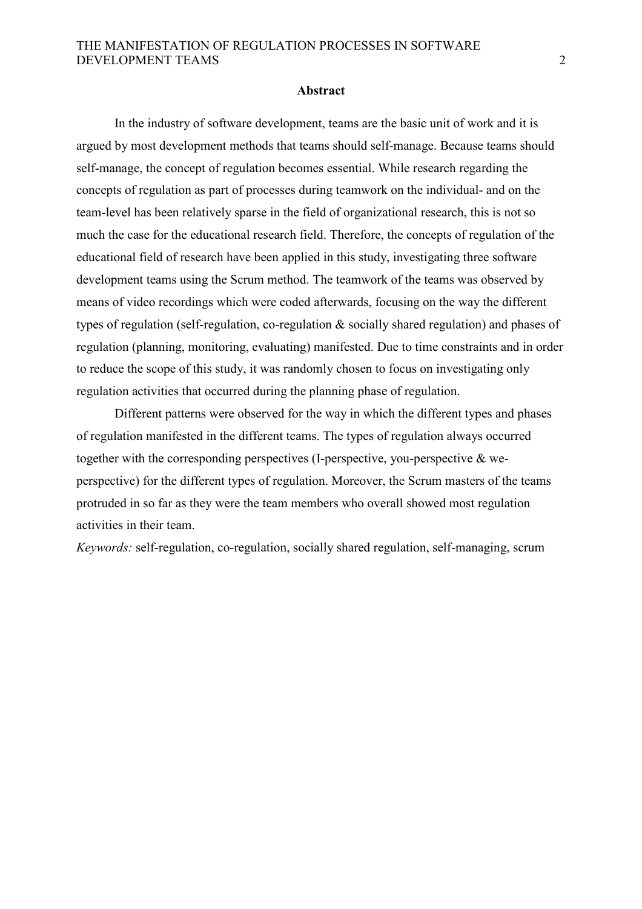## Abstract

In the industry of software development, teams are the basic unit of work and it is argued by most development methods that teams should self-manage. Because teams should self-manage, the concept of regulation becomes essential. While research regarding the concepts of regulation as part of processes during teamwork on the individual- and on the team-level has been relatively sparse in the field of organizational research, this is not so much the case for the educational research field. Therefore, the concepts of regulation of the educational field of research have been applied in this study, investigating three software development teams using the Scrum method. The teamwork of the teams was observed by means of video recordings which were coded afterwards, focusing on the way the different types of regulation (self-regulation, co-regulation & socially shared regulation) and phases of regulation (planning, monitoring, evaluating) manifested. Due to time constraints and in order to reduce the scope of this study, it was randomly chosen to focus on investigating only regulation activities that occurred during the planning phase of regulation.

Different patterns were observed for the way in which the different types and phases of regulation manifested in the different teams. The types of regulation always occurred together with the corresponding perspectives (I-perspective, you-perspective & we-perspective) for the different types of regulation. Moreover, the Scrum masters of the teams protruded in so far as they were the team members who overall showed most regulation activities in their team.

*Keywords:* self-regulation, co-regulation, socially shared regulation, self-managing, scrum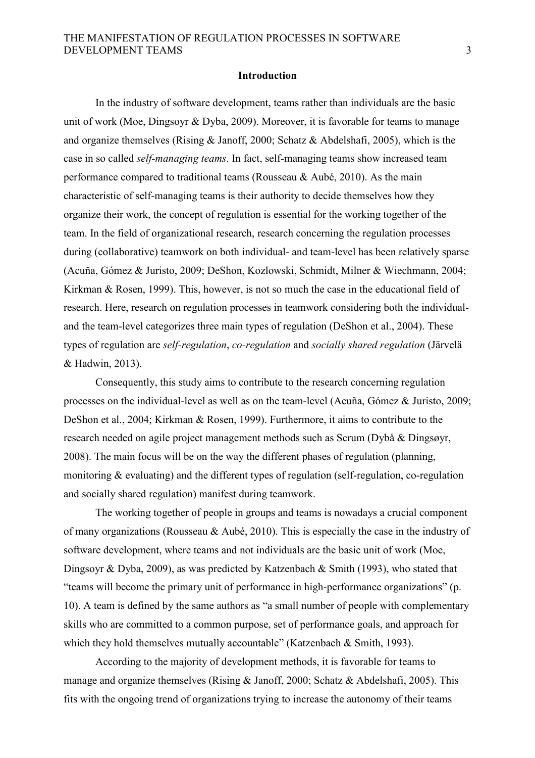# Introduction

In the industry of software development, teams rather than individuals are the basic unit of work (Moe, Dingsoyr & Dyba, 2009). Moreover, it is favorable for teams to manage and organize themselves (Rising & Janoff, 2000; Schatz & Abdelshafi, 2005), which is the case in so called *self-managing teams*. In fact, self-managing teams show increased team performance compared to traditional teams (Rousseau & Aubé, 2010). As the main characteristic of self-managing teams is their authority to decide themselves how they organize their work, the concept of regulation is essential for the working together of the team. In the field of organizational research, research concerning the regulation processes during (collaborative) teamwork on both individual- and team-level has been relatively sparse (Acuña, Gómez & Juristo, 2009; DeShon, Kozlowski, Schmidt, Milner & Wiechmann, 2004; Kirkman & Rosen, 1999). This, however, is not so much the case in the educational field of research. Here, research on regulation processes in teamwork considering both the individual- and the team-level categorizes three main types of regulation (DeShon et al., 2004). These types of regulation are *self-regulation*, *co-regulation* and *socially shared regulation* (Järvelä & Hadwin, 2013).

Consequently, this study aims to contribute to the research concerning regulation processes on the individual-level as well as on the team-level (Acuña, Gómez & Juristo, 2009; DeShon et al., 2004; Kirkman & Rosen, 1999). Furthermore, it aims to contribute to the research needed on agile project management methods such as Scrum (Dybå & Dingsøyr, 2008). The main focus will be on the way the different phases of regulation (planning, monitoring & evaluating) and the different types of regulation (self-regulation, co-regulation and socially shared regulation) manifest during teamwork.

The working together of people in groups and teams is nowadays a crucial component of many organizations (Rousseau & Aubé, 2010). This is especially the case in the industry of software development, where teams and not individuals are the basic unit of work (Moe, Dingsoyr & Dyba, 2009), as was predicted by Katzenbach & Smith (1993), who stated that "teams will become the primary unit of performance in high-performance organizations" (p. 10). A team is defined by the same authors as "a small number of people with complementary skills who are committed to a common purpose, set of performance goals, and approach for which they hold themselves mutually accountable" (Katzenbach & Smith, 1993).

According to the majority of development methods, it is favorable for teams to manage and organize themselves (Rising & Janoff, 2000; Schatz & Abdelshafi, 2005). This fits with the ongoing trend of organizations trying to increase the autonomy of their teams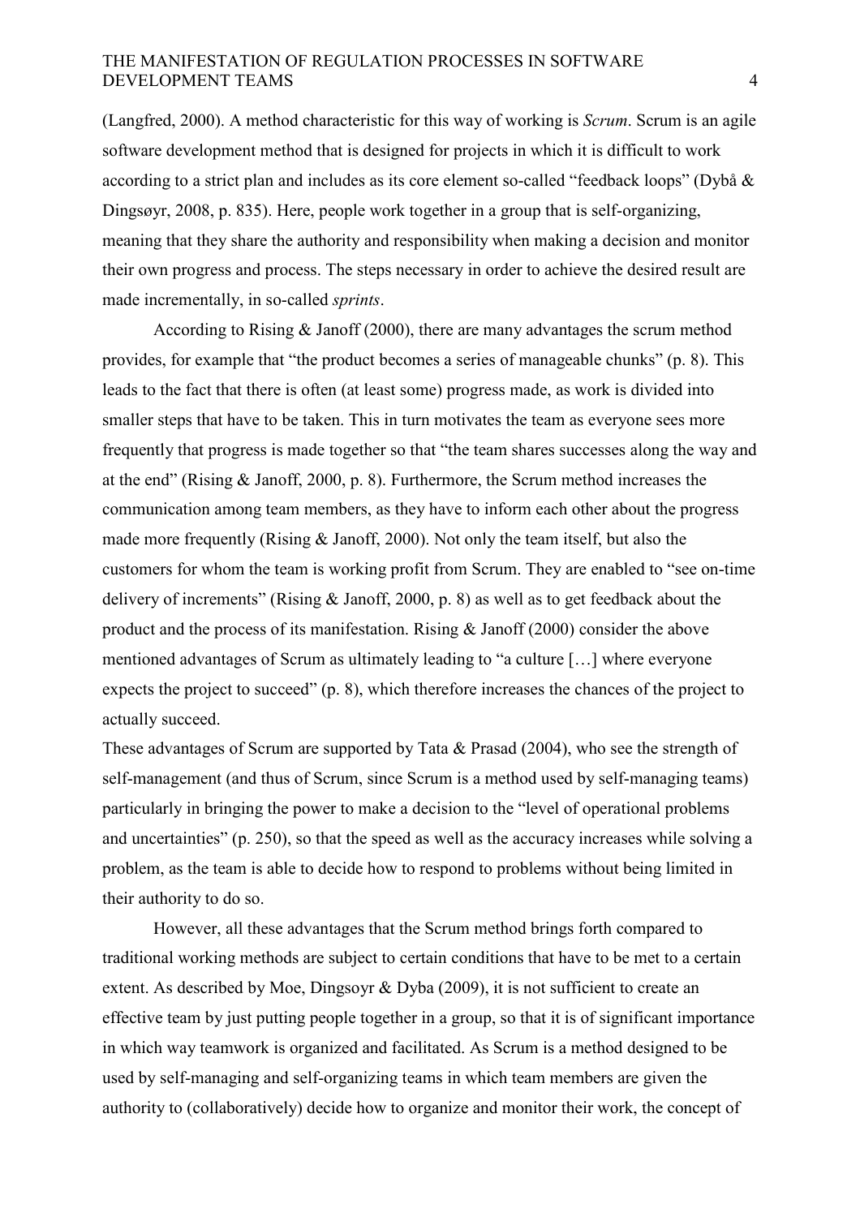(Langfred, 2000). A method characteristic for this way of working is *Scrum*. Scrum is an agile software development method that is designed for projects in which it is difficult to work according to a strict plan and includes as its core element so-called "feedback loops" (Dybå & Dingsøyr, 2008, p. 835). Here, people work together in a group that is self-organizing, meaning that they share the authority and responsibility when making a decision and monitor their own progress and process. The steps necessary in order to achieve the desired result are made incrementally, in so-called *sprints*.

According to Rising & Janoff (2000), there are many advantages the scrum method provides, for example that "the product becomes a series of manageable chunks" (p. 8). This leads to the fact that there is often (at least some) progress made, as work is divided into smaller steps that have to be taken. This in turn motivates the team as everyone sees more frequently that progress is made together so that "the team shares successes along the way and at the end" (Rising & Janoff, 2000, p. 8). Furthermore, the Scrum method increases the communication among team members, as they have to inform each other about the progress made more frequently (Rising & Janoff, 2000). Not only the team itself, but also the customers for whom the team is working profit from Scrum. They are enabled to "see on-time delivery of increments" (Rising & Janoff, 2000, p. 8) as well as to get feedback about the product and the process of its manifestation. Rising & Janoff (2000) consider the above mentioned advantages of Scrum as ultimately leading to "a culture […] where everyone expects the project to succeed" (p. 8), which therefore increases the chances of the project to actually succeed.

These advantages of Scrum are supported by Tata & Prasad (2004), who see the strength of self-management (and thus of Scrum, since Scrum is a method used by self-managing teams) particularly in bringing the power to make a decision to the "level of operational problems and uncertainties" (p. 250), so that the speed as well as the accuracy increases while solving a problem, as the team is able to decide how to respond to problems without being limited in their authority to do so.

However, all these advantages that the Scrum method brings forth compared to traditional working methods are subject to certain conditions that have to be met to a certain extent. As described by Moe, Dingsoyr & Dyba (2009), it is not sufficient to create an effective team by just putting people together in a group, so that it is of significant importance in which way teamwork is organized and facilitated. As Scrum is a method designed to be used by self-managing and self-organizing teams in which team members are given the authority to (collaboratively) decide how to organize and monitor their work, the concept of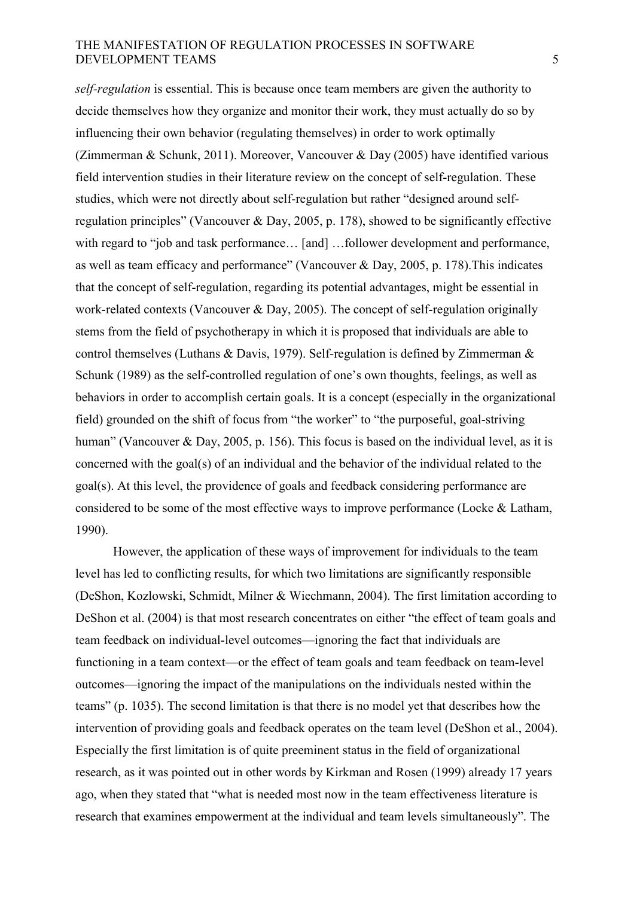*self-regulation* is essential. This is because once team members are given the authority to decide themselves how they organize and monitor their work, they must actually do so by influencing their own behavior (regulating themselves) in order to work optimally (Zimmerman & Schunk, 2011). Moreover, Vancouver & Day (2005) have identified various field intervention studies in their literature review on the concept of self-regulation. These studies, which were not directly about self-regulation but rather "designed around self-regulation principles" (Vancouver & Day, 2005, p. 178), showed to be significantly effective with regard to "job and task performance… [and] …follower development and performance, as well as team efficacy and performance" (Vancouver & Day, 2005, p. 178).This indicates that the concept of self-regulation, regarding its potential advantages, might be essential in work-related contexts (Vancouver & Day, 2005). The concept of self-regulation originally stems from the field of psychotherapy in which it is proposed that individuals are able to control themselves (Luthans & Davis, 1979). Self-regulation is defined by Zimmerman & Schunk (1989) as the self-controlled regulation of one's own thoughts, feelings, as well as behaviors in order to accomplish certain goals. It is a concept (especially in the organizational field) grounded on the shift of focus from "the worker" to "the purposeful, goal-striving human" (Vancouver & Day, 2005, p. 156). This focus is based on the individual level, as it is concerned with the goal(s) of an individual and the behavior of the individual related to the goal(s). At this level, the providence of goals and feedback considering performance are considered to be some of the most effective ways to improve performance (Locke & Latham, 1990).

However, the application of these ways of improvement for individuals to the team level has led to conflicting results, for which two limitations are significantly responsible (DeShon, Kozlowski, Schmidt, Milner & Wiechmann, 2004). The first limitation according to DeShon et al. (2004) is that most research concentrates on either "the effect of team goals and team feedback on individual-level outcomes—ignoring the fact that individuals are functioning in a team context—or the effect of team goals and team feedback on team-level outcomes—ignoring the impact of the manipulations on the individuals nested within the teams" (p. 1035). The second limitation is that there is no model yet that describes how the intervention of providing goals and feedback operates on the team level (DeShon et al., 2004). Especially the first limitation is of quite preeminent status in the field of organizational research, as it was pointed out in other words by Kirkman and Rosen (1999) already 17 years ago, when they stated that "what is needed most now in the team effectiveness literature is research that examines empowerment at the individual and team levels simultaneously". The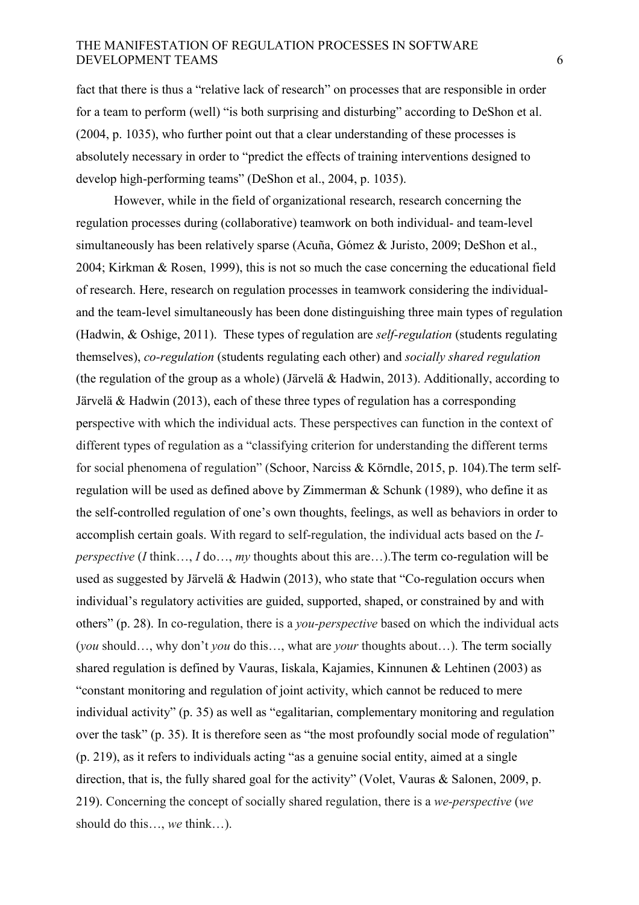fact that there is thus a "relative lack of research" on processes that are responsible in order for a team to perform (well) "is both surprising and disturbing" according to DeShon et al. (2004, p. 1035), who further point out that a clear understanding of these processes is absolutely necessary in order to "predict the effects of training interventions designed to develop high-performing teams" (DeShon et al., 2004, p. 1035).

However, while in the field of organizational research, research concerning the regulation processes during (collaborative) teamwork on both individual- and team-level simultaneously has been relatively sparse (Acuña, Gómez & Juristo, 2009; DeShon et al., 2004; Kirkman & Rosen, 1999), this is not so much the case concerning the educational field of research. Here, research on regulation processes in teamwork considering the individual- and the team-level simultaneously has been done distinguishing three main types of regulation (Hadwin, & Oshige, 2011). These types of regulation are *self-regulation* (students regulating themselves), *co-regulation* (students regulating each other) and *socially shared regulation* (the regulation of the group as a whole) (Järvelä & Hadwin, 2013). Additionally, according to Järvelä & Hadwin (2013), each of these three types of regulation has a corresponding perspective with which the individual acts. These perspectives can function in the context of different types of regulation as a "classifying criterion for understanding the different terms for social phenomena of regulation" (Schoor, Narciss & Körndle, 2015, p. 104).The term self-regulation will be used as defined above by Zimmerman & Schunk (1989), who define it as the self-controlled regulation of one's own thoughts, feelings, as well as behaviors in order to accomplish certain goals. With regard to self-regulation, the individual acts based on the *I-perspective* (*I* think…, *I* do…, *my* thoughts about this are…).The term co-regulation will be used as suggested by Järvelä & Hadwin (2013), who state that "Co-regulation occurs when individual's regulatory activities are guided, supported, shaped, or constrained by and with others" (p. 28). In co-regulation, there is a *you-perspective* based on which the individual acts (*you* should…, why don't *you* do this…, what are *your* thoughts about…). The term socially shared regulation is defined by Vauras, Iiskala, Kajamies, Kinnunen & Lehtinen (2003) as "constant monitoring and regulation of joint activity, which cannot be reduced to mere individual activity" (p. 35) as well as "egalitarian, complementary monitoring and regulation over the task" (p. 35). It is therefore seen as "the most profoundly social mode of regulation" (p. 219), as it refers to individuals acting "as a genuine social entity, aimed at a single direction, that is, the fully shared goal for the activity" (Volet, Vauras & Salonen, 2009, p. 219). Concerning the concept of socially shared regulation, there is a *we-perspective* (*we* should do this…, *we* think…).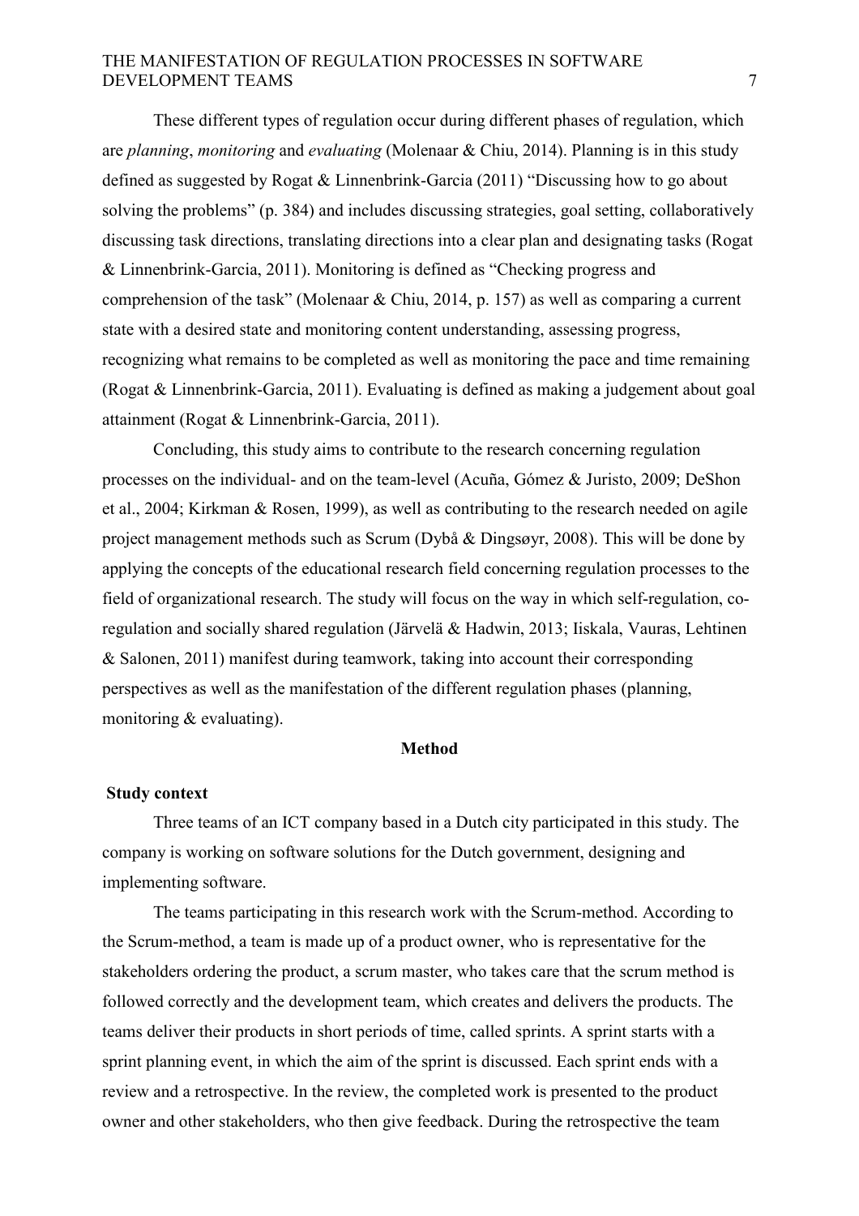These different types of regulation occur during different phases of regulation, which are *planning*, *monitoring* and *evaluating* (Molenaar & Chiu, 2014). Planning is in this study defined as suggested by Rogat & Linnenbrink-Garcia (2011) "Discussing how to go about solving the problems" (p. 384) and includes discussing strategies, goal setting, collaboratively discussing task directions, translating directions into a clear plan and designating tasks (Rogat & Linnenbrink-Garcia, 2011). Monitoring is defined as "Checking progress and comprehension of the task" (Molenaar & Chiu, 2014, p. 157) as well as comparing a current state with a desired state and monitoring content understanding, assessing progress, recognizing what remains to be completed as well as monitoring the pace and time remaining (Rogat & Linnenbrink-Garcia, 2011). Evaluating is defined as making a judgement about goal attainment (Rogat & Linnenbrink-Garcia, 2011).

Concluding, this study aims to contribute to the research concerning regulation processes on the individual- and on the team-level (Acuña, Gómez & Juristo, 2009; DeShon et al., 2004; Kirkman & Rosen, 1999), as well as contributing to the research needed on agile project management methods such as Scrum (Dybå & Dingsøyr, 2008). This will be done by applying the concepts of the educational research field concerning regulation processes to the field of organizational research. The study will focus on the way in which self-regulation, co-regulation and socially shared regulation (Järvelä & Hadwin, 2013; Iiskala, Vauras, Lehtinen & Salonen, 2011) manifest during teamwork, taking into account their corresponding perspectives as well as the manifestation of the different regulation phases (planning, monitoring & evaluating).

## Method

### Study context

Three teams of an ICT company based in a Dutch city participated in this study. The company is working on software solutions for the Dutch government, designing and implementing software.

The teams participating in this research work with the Scrum-method. According to the Scrum-method, a team is made up of a product owner, who is representative for the stakeholders ordering the product, a scrum master, who takes care that the scrum method is followed correctly and the development team, which creates and delivers the products. The teams deliver their products in short periods of time, called sprints. A sprint starts with a sprint planning event, in which the aim of the sprint is discussed. Each sprint ends with a review and a retrospective. In the review, the completed work is presented to the product owner and other stakeholders, who then give feedback. During the retrospective the team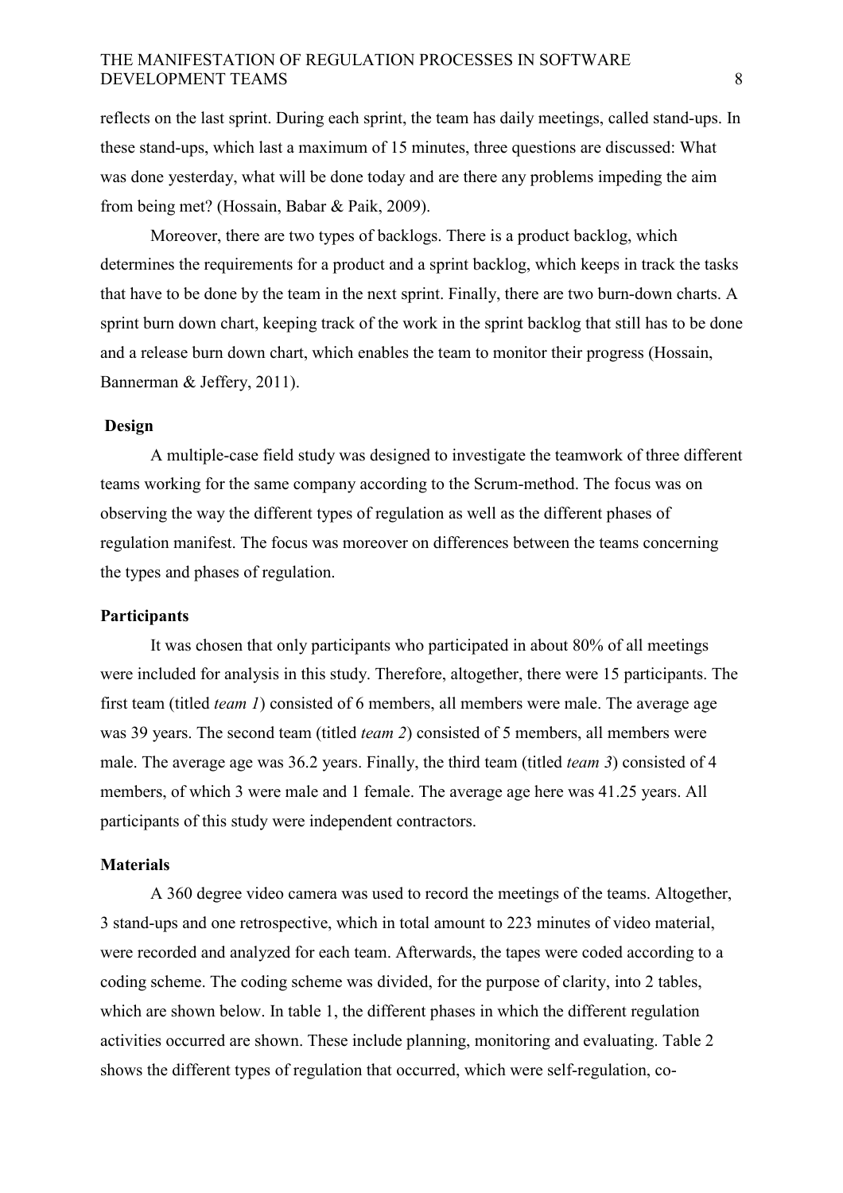reflects on the last sprint. During each sprint, the team has daily meetings, called stand-ups. In these stand-ups, which last a maximum of 15 minutes, three questions are discussed: What was done yesterday, what will be done today and are there any problems impeding the aim from being met? (Hossain, Babar & Paik, 2009).

Moreover, there are two types of backlogs. There is a product backlog, which determines the requirements for a product and a sprint backlog, which keeps in track the tasks that have to be done by the team in the next sprint. Finally, there are two burn-down charts. A sprint burn down chart, keeping track of the work in the sprint backlog that still has to be done and a release burn down chart, which enables the team to monitor their progress (Hossain, Bannerman & Jeffery, 2011).

## Design

A multiple-case field study was designed to investigate the teamwork of three different teams working for the same company according to the Scrum-method. The focus was on observing the way the different types of regulation as well as the different phases of regulation manifest. The focus was moreover on differences between the teams concerning the types and phases of regulation.

## Participants

It was chosen that only participants who participated in about 80% of all meetings were included for analysis in this study. Therefore, altogether, there were 15 participants. The first team (titled *team 1*) consisted of 6 members, all members were male. The average age was 39 years. The second team (titled *team 2*) consisted of 5 members, all members were male. The average age was 36.2 years. Finally, the third team (titled *team 3*) consisted of 4 members, of which 3 were male and 1 female. The average age here was 41.25 years. All participants of this study were independent contractors.

## Materials

A 360 degree video camera was used to record the meetings of the teams. Altogether, 3 stand-ups and one retrospective, which in total amount to 223 minutes of video material, were recorded and analyzed for each team. Afterwards, the tapes were coded according to a coding scheme. The coding scheme was divided, for the purpose of clarity, into 2 tables, which are shown below. In table 1, the different phases in which the different regulation activities occurred are shown. These include planning, monitoring and evaluating. Table 2 shows the different types of regulation that occurred, which were self-regulation, co-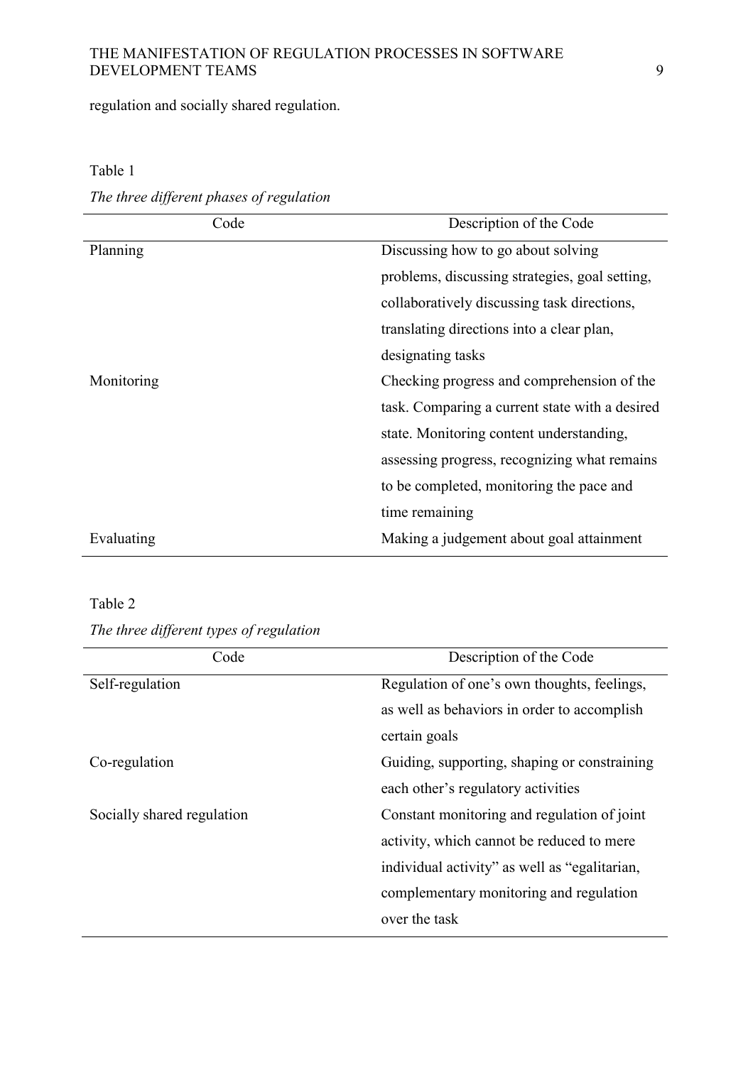regulation and socially shared regulation.

Table 1

*The three different phases of regulation*

| Code | Description of the Code |
|---|---|
| Planning | Discussing how to go about solving problems, discussing strategies, goal setting, collaboratively discussing task directions, translating directions into a clear plan, designating tasks |
| Monitoring | Checking progress and comprehension of the task. Comparing a current state with a desired state. Monitoring content understanding, assessing progress, recognizing what remains to be completed, monitoring the pace and time remaining |
| Evaluating | Making a judgement about goal attainment |

Table 2

*The three different types of regulation*

| Code | Description of the Code |
|---|---|
| Self-regulation | Regulation of one's own thoughts, feelings, as well as behaviors in order to accomplish certain goals |
| Co-regulation | Guiding, supporting, shaping or constraining each other's regulatory activities |
| Socially shared regulation | Constant monitoring and regulation of joint activity, which cannot be reduced to mere individual activity" as well as "egalitarian, complementary monitoring and regulation over the task |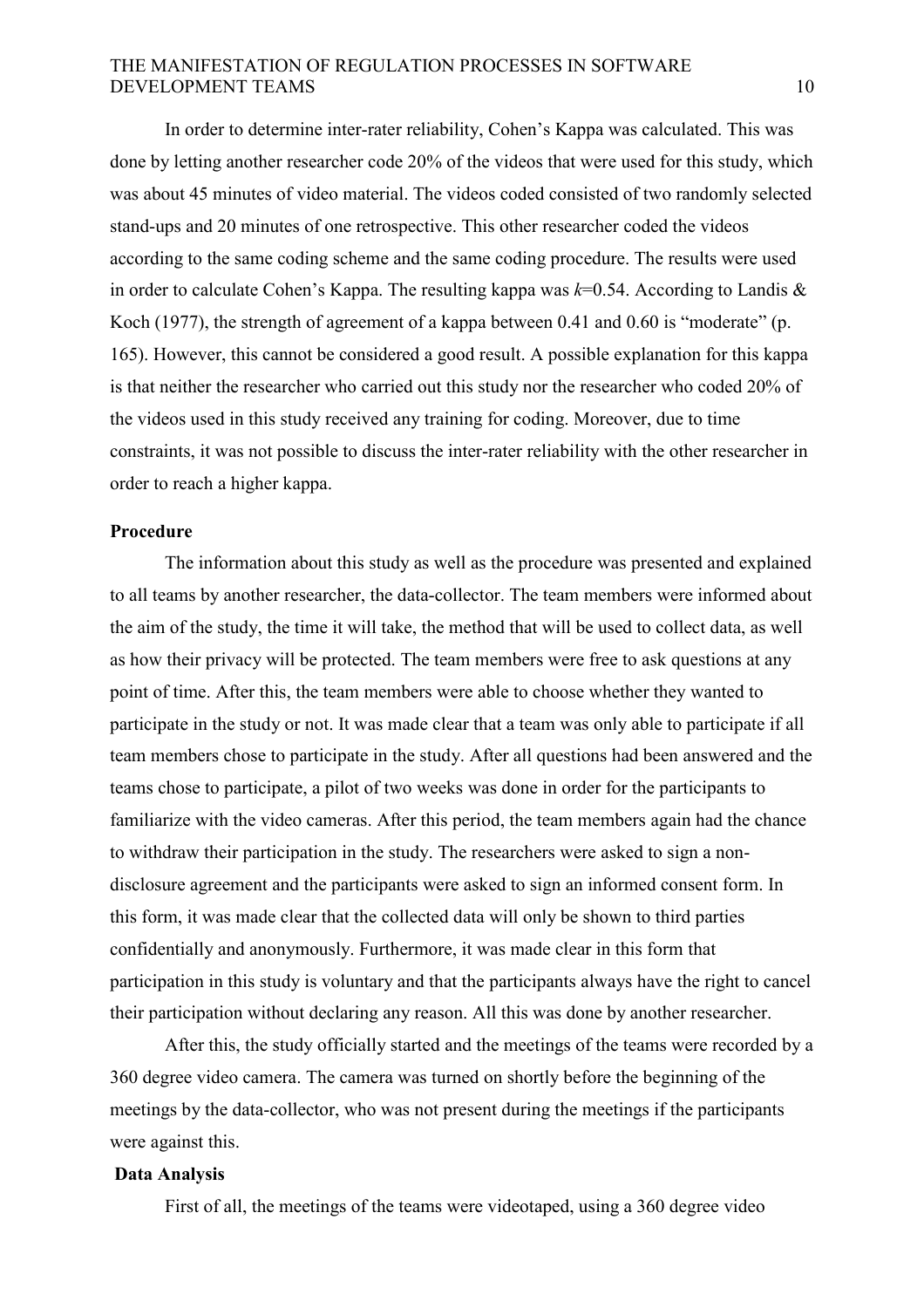In order to determine inter-rater reliability, Cohen's Kappa was calculated. This was done by letting another researcher code 20% of the videos that were used for this study, which was about 45 minutes of video material. The videos coded consisted of two randomly selected stand-ups and 20 minutes of one retrospective. This other researcher coded the videos according to the same coding scheme and the same coding procedure. The results were used in order to calculate Cohen's Kappa. The resulting kappa was $k$=0.54. According to Landis & Koch (1977), the strength of agreement of a kappa between 0.41 and 0.60 is "moderate" (p. 165). However, this cannot be considered a good result. A possible explanation for this kappa is that neither the researcher who carried out this study nor the researcher who coded 20% of the videos used in this study received any training for coding. Moreover, due to time constraints, it was not possible to discuss the inter-rater reliability with the other researcher in order to reach a higher kappa.

**Procedure**

The information about this study as well as the procedure was presented and explained to all teams by another researcher, the data-collector. The team members were informed about the aim of the study, the time it will take, the method that will be used to collect data, as well as how their privacy will be protected. The team members were free to ask questions at any point of time. After this, the team members were able to choose whether they wanted to participate in the study or not. It was made clear that a team was only able to participate if all team members chose to participate in the study. After all questions had been answered and the teams chose to participate, a pilot of two weeks was done in order for the participants to familiarize with the video cameras. After this period, the team members again had the chance to withdraw their participation in the study. The researchers were asked to sign a non-disclosure agreement and the participants were asked to sign an informed consent form. In this form, it was made clear that the collected data will only be shown to third parties confidentially and anonymously. Furthermore, it was made clear in this form that participation in this study is voluntary and that the participants always have the right to cancel their participation without declaring any reason. All this was done by another researcher.

After this, the study officially started and the meetings of the teams were recorded by a 360 degree video camera. The camera was turned on shortly before the beginning of the meetings by the data-collector, who was not present during the meetings if the participants were against this.

**Data Analysis**

First of all, the meetings of the teams were videotaped, using a 360 degree video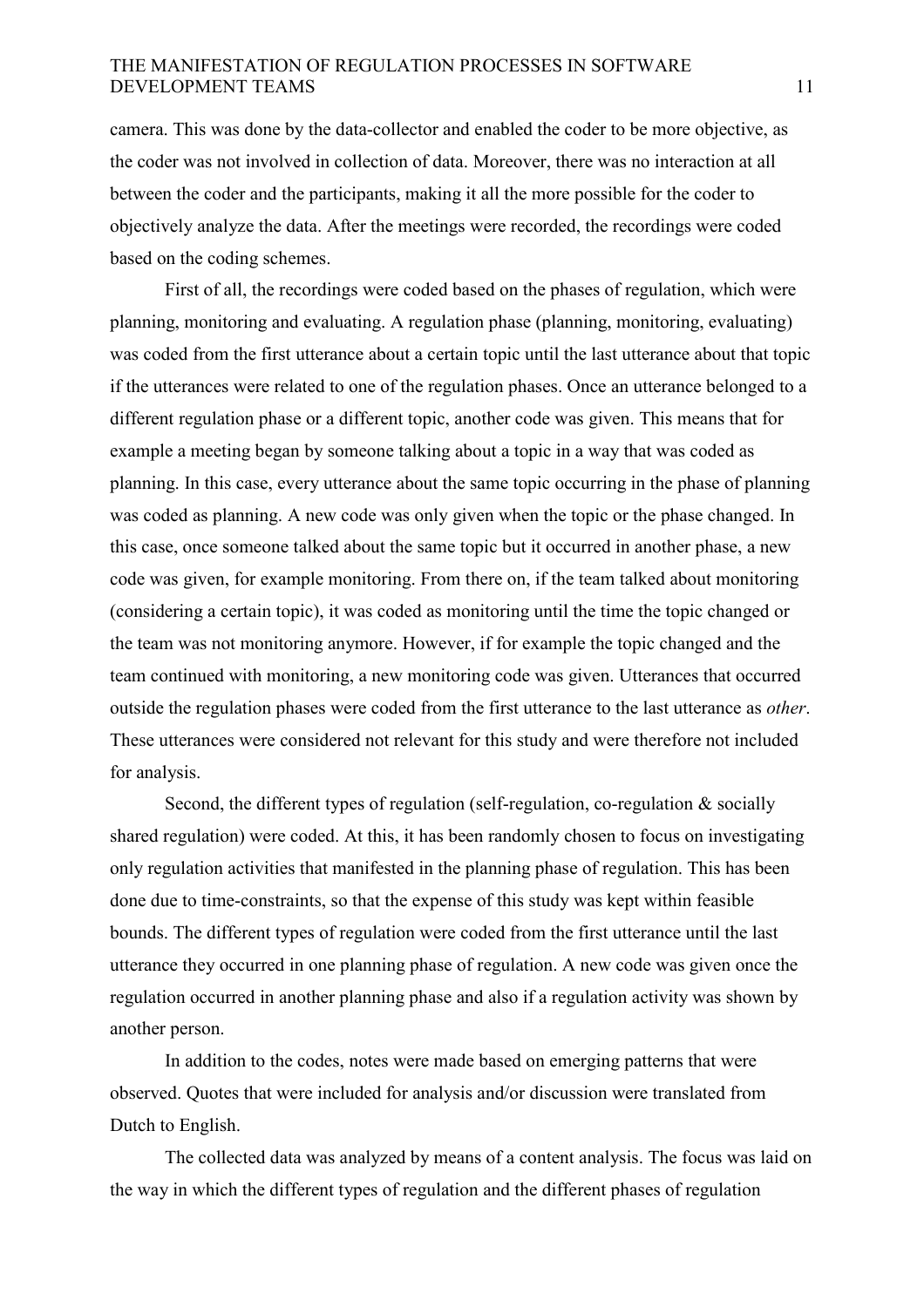camera. This was done by the data-collector and enabled the coder to be more objective, as the coder was not involved in collection of data. Moreover, there was no interaction at all between the coder and the participants, making it all the more possible for the coder to objectively analyze the data. After the meetings were recorded, the recordings were coded based on the coding schemes.

First of all, the recordings were coded based on the phases of regulation, which were planning, monitoring and evaluating. A regulation phase (planning, monitoring, evaluating) was coded from the first utterance about a certain topic until the last utterance about that topic if the utterances were related to one of the regulation phases. Once an utterance belonged to a different regulation phase or a different topic, another code was given. This means that for example a meeting began by someone talking about a topic in a way that was coded as planning. In this case, every utterance about the same topic occurring in the phase of planning was coded as planning. A new code was only given when the topic or the phase changed. In this case, once someone talked about the same topic but it occurred in another phase, a new code was given, for example monitoring. From there on, if the team talked about monitoring (considering a certain topic), it was coded as monitoring until the time the topic changed or the team was not monitoring anymore. However, if for example the topic changed and the team continued with monitoring, a new monitoring code was given. Utterances that occurred outside the regulation phases were coded from the first utterance to the last utterance as *other*. These utterances were considered not relevant for this study and were therefore not included for analysis.

Second, the different types of regulation (self-regulation, co-regulation & socially shared regulation) were coded. At this, it has been randomly chosen to focus on investigating only regulation activities that manifested in the planning phase of regulation. This has been done due to time-constraints, so that the expense of this study was kept within feasible bounds. The different types of regulation were coded from the first utterance until the last utterance they occurred in one planning phase of regulation. A new code was given once the regulation occurred in another planning phase and also if a regulation activity was shown by another person.

In addition to the codes, notes were made based on emerging patterns that were observed. Quotes that were included for analysis and/or discussion were translated from Dutch to English.

The collected data was analyzed by means of a content analysis. The focus was laid on the way in which the different types of regulation and the different phases of regulation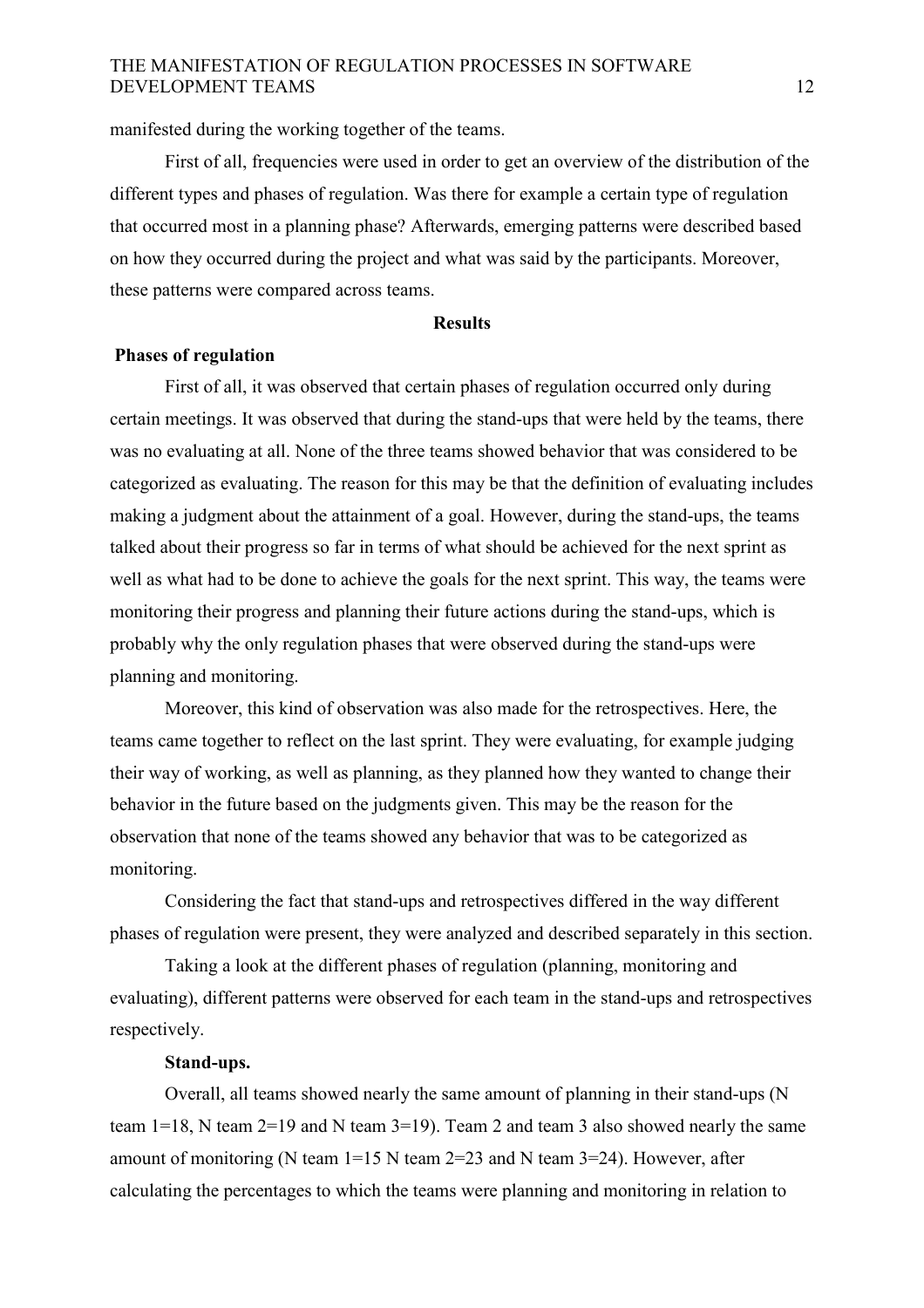manifested during the working together of the teams.

First of all, frequencies were used in order to get an overview of the distribution of the different types and phases of regulation. Was there for example a certain type of regulation that occurred most in a planning phase? Afterwards, emerging patterns were described based on how they occurred during the project and what was said by the participants. Moreover, these patterns were compared across teams.

## Results

### Phases of regulation

First of all, it was observed that certain phases of regulation occurred only during certain meetings. It was observed that during the stand-ups that were held by the teams, there was no evaluating at all. None of the three teams showed behavior that was considered to be categorized as evaluating. The reason for this may be that the definition of evaluating includes making a judgment about the attainment of a goal. However, during the stand-ups, the teams talked about their progress so far in terms of what should be achieved for the next sprint as well as what had to be done to achieve the goals for the next sprint. This way, the teams were monitoring their progress and planning their future actions during the stand-ups, which is probably why the only regulation phases that were observed during the stand-ups were planning and monitoring.

Moreover, this kind of observation was also made for the retrospectives. Here, the teams came together to reflect on the last sprint. They were evaluating, for example judging their way of working, as well as planning, as they planned how they wanted to change their behavior in the future based on the judgments given. This may be the reason for the observation that none of the teams showed any behavior that was to be categorized as monitoring.

Considering the fact that stand-ups and retrospectives differed in the way different phases of regulation were present, they were analyzed and described separately in this section.

Taking a look at the different phases of regulation (planning, monitoring and evaluating), different patterns were observed for each team in the stand-ups and retrospectives respectively.

#### Stand-ups.

Overall, all teams showed nearly the same amount of planning in their stand-ups (N team 1=18, N team 2=19 and N team 3=19). Team 2 and team 3 also showed nearly the same amount of monitoring (N team 1=15 N team 2=23 and N team 3=24). However, after calculating the percentages to which the teams were planning and monitoring in relation to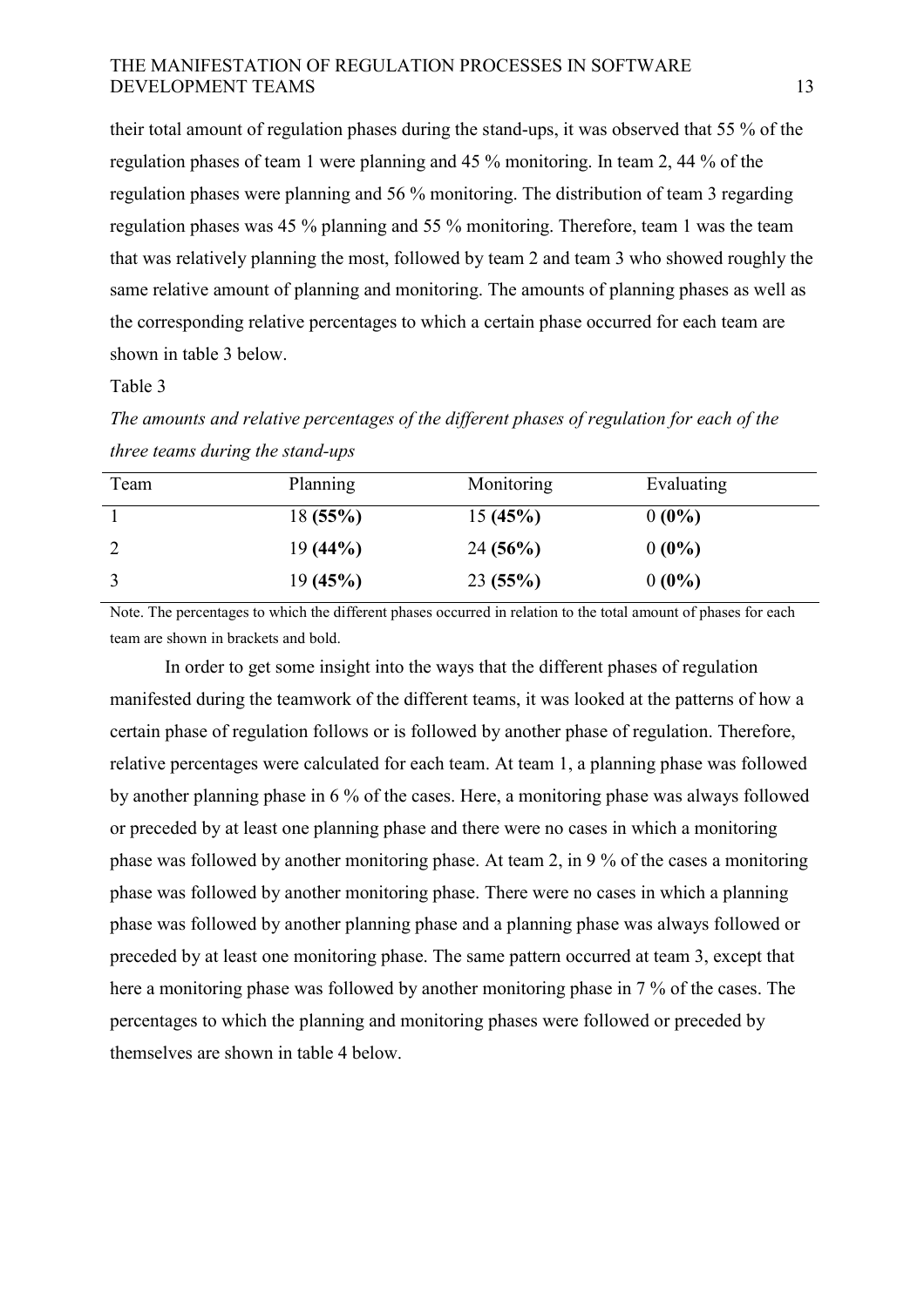their total amount of regulation phases during the stand-ups, it was observed that 55 % of the regulation phases of team 1 were planning and 45 % monitoring. In team 2, 44 % of the regulation phases were planning and 56 % monitoring. The distribution of team 3 regarding regulation phases was 45 % planning and 55 % monitoring. Therefore, team 1 was the team that was relatively planning the most, followed by team 2 and team 3 who showed roughly the same relative amount of planning and monitoring. The amounts of planning phases as well as the corresponding relative percentages to which a certain phase occurred for each team are shown in table 3 below.

Table 3

*The amounts and relative percentages of the different phases of regulation for each of the three teams during the stand-ups*

| Team | Planning | Monitoring | Evaluating |
|---|---|---|---|
| 1 | 18 **(55%)** | 15 **(45%)** | 0 **(0%)** |
| 2 | 19 **(44%)** | 24 **(56%)** | 0 **(0%)** |
| 3 | 19 **(45%)** | 23 **(55%)** | 0 **(0%)** |

Note. The percentages to which the different phases occurred in relation to the total amount of phases for each team are shown in brackets and bold.

In order to get some insight into the ways that the different phases of regulation manifested during the teamwork of the different teams, it was looked at the patterns of how a certain phase of regulation follows or is followed by another phase of regulation. Therefore, relative percentages were calculated for each team. At team 1, a planning phase was followed by another planning phase in 6 % of the cases. Here, a monitoring phase was always followed or preceded by at least one planning phase and there were no cases in which a monitoring phase was followed by another monitoring phase. At team 2, in 9 % of the cases a monitoring phase was followed by another monitoring phase. There were no cases in which a planning phase was followed by another planning phase and a planning phase was always followed or preceded by at least one monitoring phase. The same pattern occurred at team 3, except that here a monitoring phase was followed by another monitoring phase in 7 % of the cases. The percentages to which the planning and monitoring phases were followed or preceded by themselves are shown in table 4 below.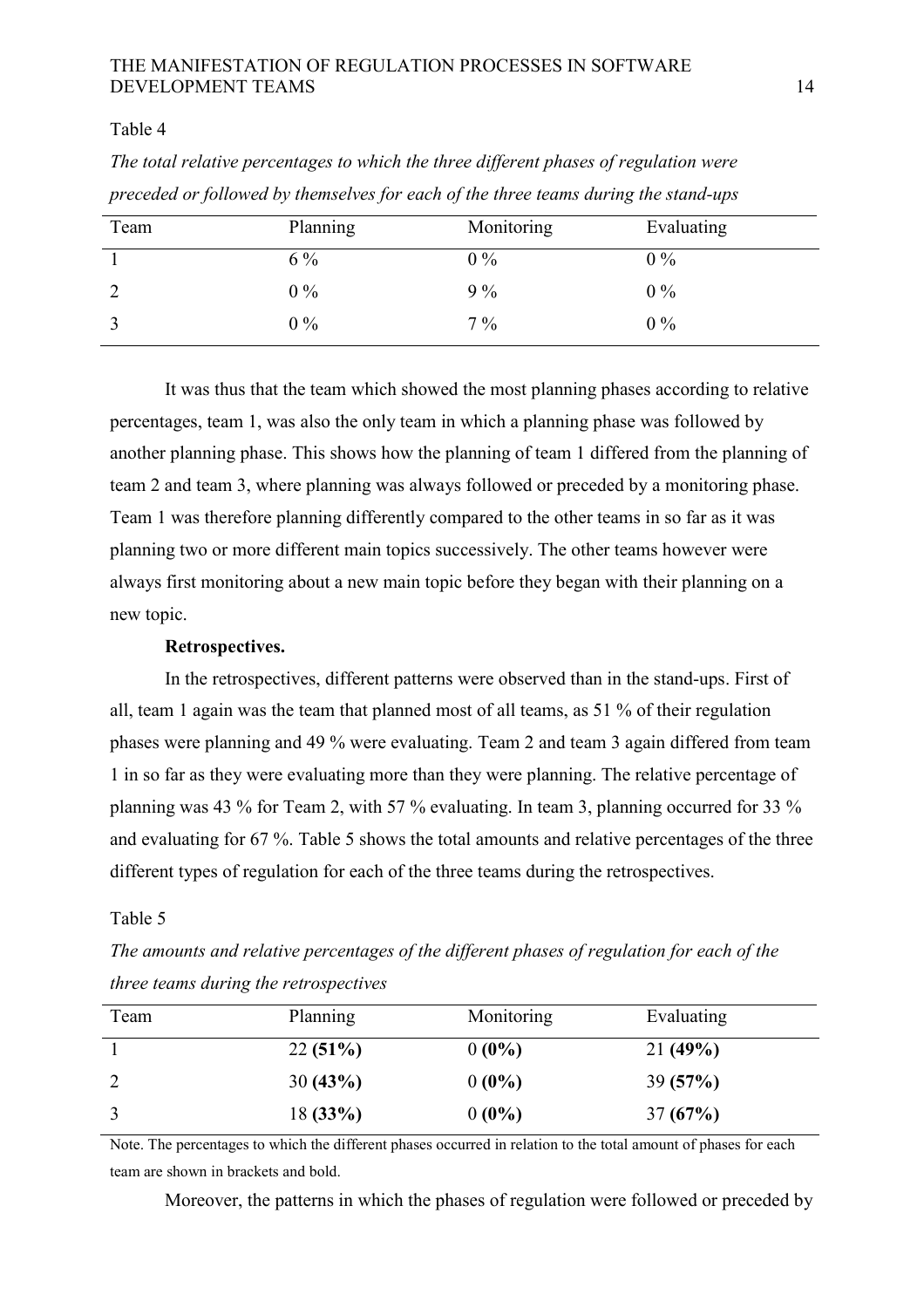Table 4

*The total relative percentages to which the three different phases of regulation were preceded or followed by themselves for each of the three teams during the stand-ups*

| Team | Planning | Monitoring | Evaluating |
|---|---|---|---|
| 1 | 6 % | 0 % | 0 % |
| 2 | 0 % | 9 % | 0 % |
| 3 | 0 % | 7 % | 0 % |

It was thus that the team which showed the most planning phases according to relative percentages, team 1, was also the only team in which a planning phase was followed by another planning phase. This shows how the planning of team 1 differed from the planning of team 2 and team 3, where planning was always followed or preceded by a monitoring phase. Team 1 was therefore planning differently compared to the other teams in so far as it was planning two or more different main topics successively. The other teams however were always first monitoring about a new main topic before they began with their planning on a new topic.

**Retrospectives.**

In the retrospectives, different patterns were observed than in the stand-ups. First of all, team 1 again was the team that planned most of all teams, as 51 % of their regulation phases were planning and 49 % were evaluating. Team 2 and team 3 again differed from team 1 in so far as they were evaluating more than they were planning. The relative percentage of planning was 43 % for Team 2, with 57 % evaluating. In team 3, planning occurred for 33 % and evaluating for 67 %. Table 5 shows the total amounts and relative percentages of the three different types of regulation for each of the three teams during the retrospectives.

Table 5

*The amounts and relative percentages of the different phases of regulation for each of the three teams during the retrospectives*

| Team | Planning | Monitoring | Evaluating |
|---|---|---|---|
| 1 | 22 **(51%)** | 0 **(0%)** | 21 **(49%)** |
| 2 | 30 **(43%)** | 0 **(0%)** | 39 **(57%)** |
| 3 | 18 **(33%)** | 0 **(0%)** | 37 **(67%)** |

Note. The percentages to which the different phases occurred in relation to the total amount of phases for each team are shown in brackets and bold.

Moreover, the patterns in which the phases of regulation were followed or preceded by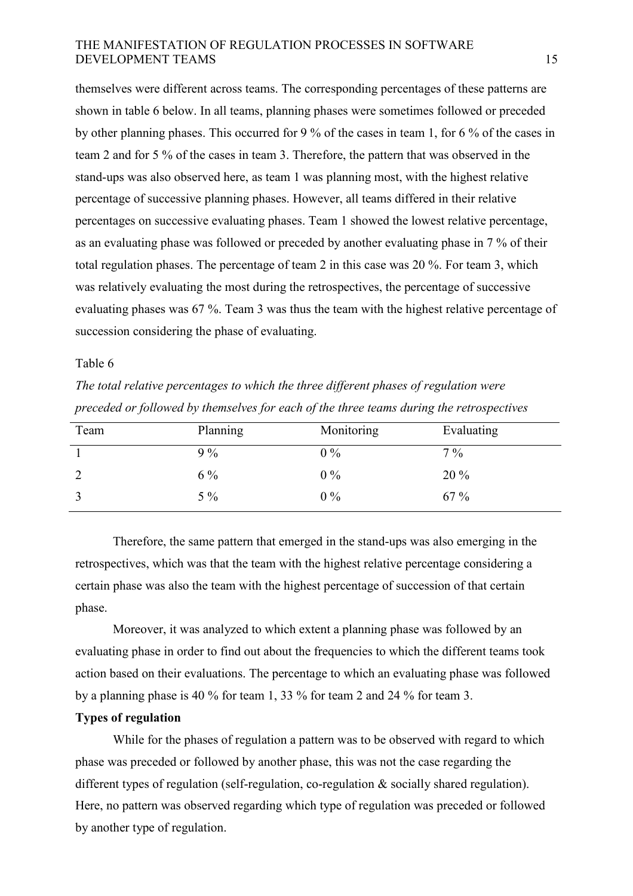themselves were different across teams. The corresponding percentages of these patterns are shown in table 6 below. In all teams, planning phases were sometimes followed or preceded by other planning phases. This occurred for 9 % of the cases in team 1, for 6 % of the cases in team 2 and for 5 % of the cases in team 3. Therefore, the pattern that was observed in the stand-ups was also observed here, as team 1 was planning most, with the highest relative percentage of successive planning phases. However, all teams differed in their relative percentages on successive evaluating phases. Team 1 showed the lowest relative percentage, as an evaluating phase was followed or preceded by another evaluating phase in 7 % of their total regulation phases. The percentage of team 2 in this case was 20 %. For team 3, which was relatively evaluating the most during the retrospectives, the percentage of successive evaluating phases was 67 %. Team 3 was thus the team with the highest relative percentage of succession considering the phase of evaluating.

Table 6

*The total relative percentages to which the three different phases of regulation were preceded or followed by themselves for each of the three teams during the retrospectives*

| Team | Planning | Monitoring | Evaluating |
|---|---|---|---|
| 1 | 9 % | 0 % | 7 % |
| 2 | 6 % | 0 % | 20 % |
| 3 | 5 % | 0 % | 67 % |

Therefore, the same pattern that emerged in the stand-ups was also emerging in the retrospectives, which was that the team with the highest relative percentage considering a certain phase was also the team with the highest percentage of succession of that certain phase.

Moreover, it was analyzed to which extent a planning phase was followed by an evaluating phase in order to find out about the frequencies to which the different teams took action based on their evaluations. The percentage to which an evaluating phase was followed by a planning phase is 40 % for team 1, 33 % for team 2 and 24 % for team 3.

**Types of regulation**

While for the phases of regulation a pattern was to be observed with regard to which phase was preceded or followed by another phase, this was not the case regarding the different types of regulation (self-regulation, co-regulation & socially shared regulation). Here, no pattern was observed regarding which type of regulation was preceded or followed by another type of regulation.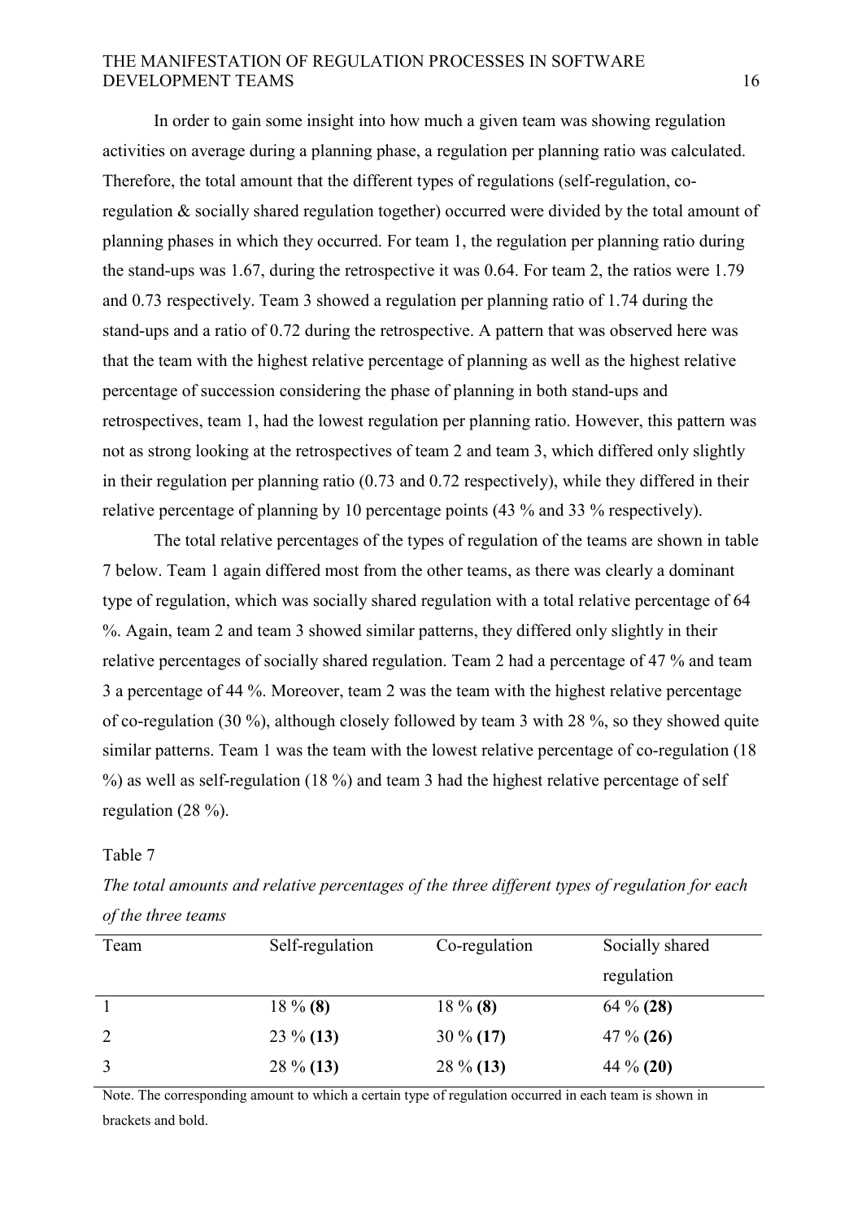In order to gain some insight into how much a given team was showing regulation activities on average during a planning phase, a regulation per planning ratio was calculated. Therefore, the total amount that the different types of regulations (self-regulation, co-regulation & socially shared regulation together) occurred were divided by the total amount of planning phases in which they occurred. For team 1, the regulation per planning ratio during the stand-ups was 1.67, during the retrospective it was 0.64. For team 2, the ratios were 1.79 and 0.73 respectively. Team 3 showed a regulation per planning ratio of 1.74 during the stand-ups and a ratio of 0.72 during the retrospective. A pattern that was observed here was that the team with the highest relative percentage of planning as well as the highest relative percentage of succession considering the phase of planning in both stand-ups and retrospectives, team 1, had the lowest regulation per planning ratio. However, this pattern was not as strong looking at the retrospectives of team 2 and team 3, which differed only slightly in their regulation per planning ratio (0.73 and 0.72 respectively), while they differed in their relative percentage of planning by 10 percentage points (43 % and 33 % respectively).

The total relative percentages of the types of regulation of the teams are shown in table 7 below. Team 1 again differed most from the other teams, as there was clearly a dominant type of regulation, which was socially shared regulation with a total relative percentage of 64 %. Again, team 2 and team 3 showed similar patterns, they differed only slightly in their relative percentages of socially shared regulation. Team 2 had a percentage of 47 % and team 3 a percentage of 44 %. Moreover, team 2 was the team with the highest relative percentage of co-regulation (30 %), although closely followed by team 3 with 28 %, so they showed quite similar patterns. Team 1 was the team with the lowest relative percentage of co-regulation (18 %) as well as self-regulation (18 %) and team 3 had the highest relative percentage of self regulation (28 %).

Table 7

*The total amounts and relative percentages of the three different types of regulation for each of the three teams*

| Team | Self-regulation | Co-regulation | Socially shared regulation |
|---|---|---|---|
| 1 | 18 % **(8)** | 18 % **(8)** | 64 % **(28)** |
| 2 | 23 % **(13)** | 30 % **(17)** | 47 % **(26)** |
| 3 | 28 % **(13)** | 28 % **(13)** | 44 % **(20)** |

Note. The corresponding amount to which a certain type of regulation occurred in each team is shown in brackets and bold.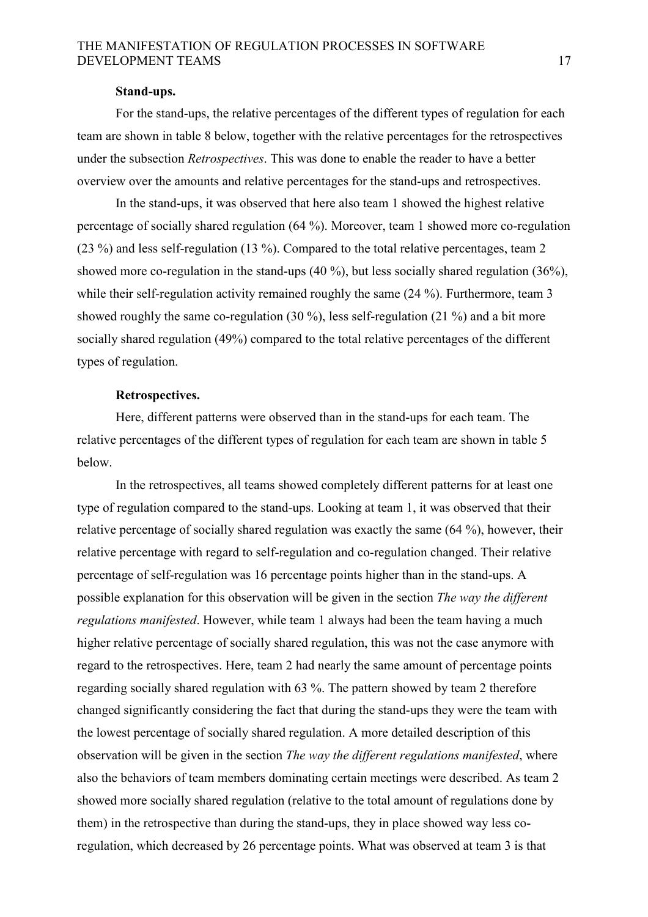#### Stand-ups.

For the stand-ups, the relative percentages of the different types of regulation for each team are shown in table 8 below, together with the relative percentages for the retrospectives under the subsection *Retrospectives*. This was done to enable the reader to have a better overview over the amounts and relative percentages for the stand-ups and retrospectives.

In the stand-ups, it was observed that here also team 1 showed the highest relative percentage of socially shared regulation (64 %). Moreover, team 1 showed more co-regulation (23 %) and less self-regulation (13 %). Compared to the total relative percentages, team 2 showed more co-regulation in the stand-ups (40 %), but less socially shared regulation (36%), while their self-regulation activity remained roughly the same (24 %). Furthermore, team 3 showed roughly the same co-regulation (30 %), less self-regulation (21 %) and a bit more socially shared regulation (49%) compared to the total relative percentages of the different types of regulation.

#### Retrospectives.

Here, different patterns were observed than in the stand-ups for each team. The relative percentages of the different types of regulation for each team are shown in table 5 below.

In the retrospectives, all teams showed completely different patterns for at least one type of regulation compared to the stand-ups. Looking at team 1, it was observed that their relative percentage of socially shared regulation was exactly the same (64 %), however, their relative percentage with regard to self-regulation and co-regulation changed. Their relative percentage of self-regulation was 16 percentage points higher than in the stand-ups. A possible explanation for this observation will be given in the section *The way the different regulations manifested*. However, while team 1 always had been the team having a much higher relative percentage of socially shared regulation, this was not the case anymore with regard to the retrospectives. Here, team 2 had nearly the same amount of percentage points regarding socially shared regulation with 63 %. The pattern showed by team 2 therefore changed significantly considering the fact that during the stand-ups they were the team with the lowest percentage of socially shared regulation. A more detailed description of this observation will be given in the section *The way the different regulations manifested*, where also the behaviors of team members dominating certain meetings were described. As team 2 showed more socially shared regulation (relative to the total amount of regulations done by them) in the retrospective than during the stand-ups, they in place showed way less co-regulation, which decreased by 26 percentage points. What was observed at team 3 is that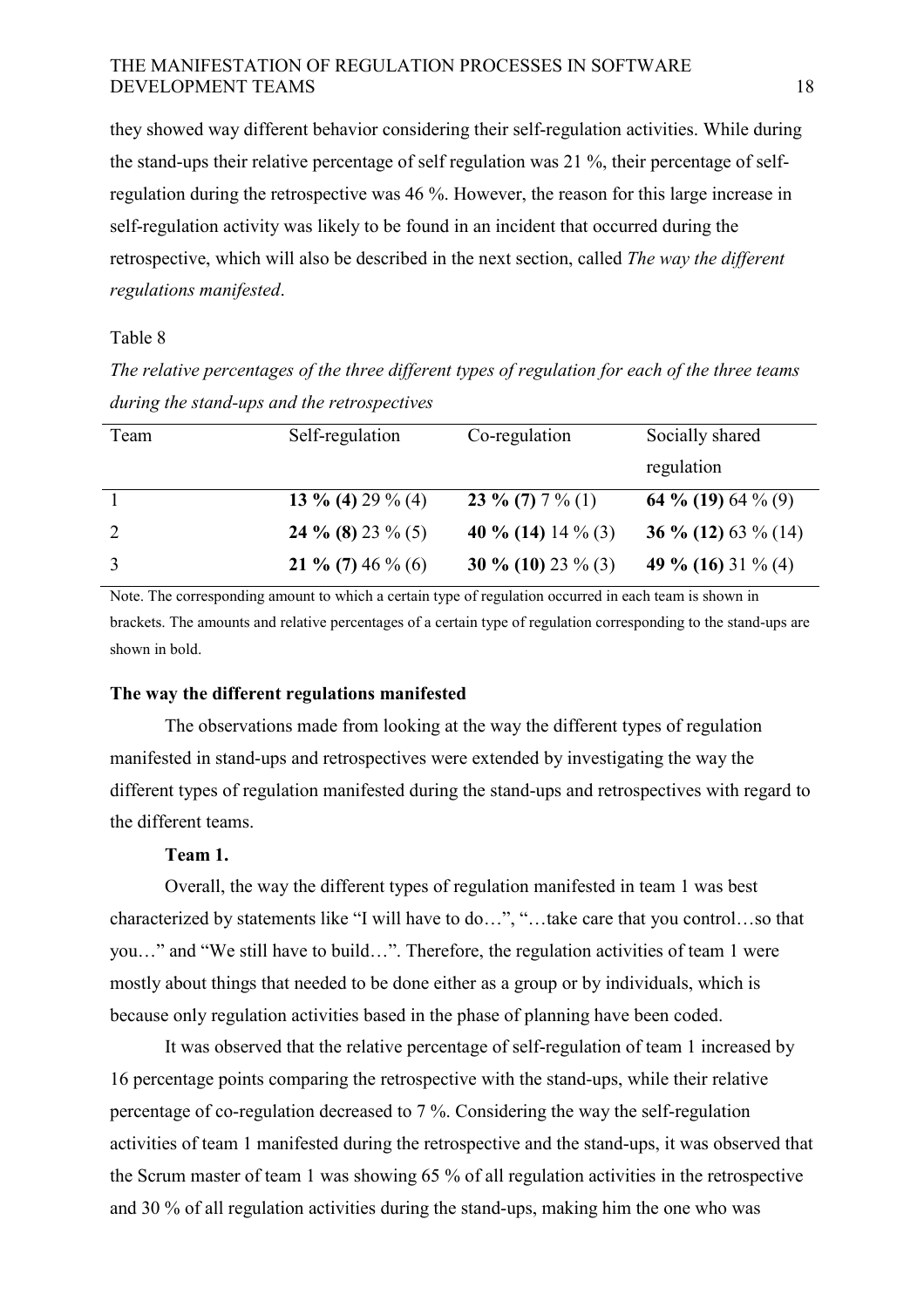they showed way different behavior considering their self-regulation activities. While during the stand-ups their relative percentage of self regulation was 21 %, their percentage of self-regulation during the retrospective was 46 %. However, the reason for this large increase in self-regulation activity was likely to be found in an incident that occurred during the retrospective, which will also be described in the next section, called *The way the different regulations manifested*.

Table 8

*The relative percentages of the three different types of regulation for each of the three teams during the stand-ups and the retrospectives*

| Team | Self-regulation | Co-regulation | Socially shared regulation |
|---|---|---|---|
| 1 | **13 % (4)** 29 % (4) | **23 % (7)** 7 % (1) | **64 % (19)** 64 % (9) |
| 2 | **24 % (8)** 23 % (5) | **40 % (14)** 14 % (3) | **36 % (12)** 63 % (14) |
| 3 | **21 % (7)** 46 % (6) | **30 % (10)** 23 % (3) | **49 % (16)** 31 % (4) |

Note. The corresponding amount to which a certain type of regulation occurred in each team is shown in brackets. The amounts and relative percentages of a certain type of regulation corresponding to the stand-ups are shown in bold.

## The way the different regulations manifested

The observations made from looking at the way the different types of regulation manifested in stand-ups and retrospectives were extended by investigating the way the different types of regulation manifested during the stand-ups and retrospectives with regard to the different teams.

### Team 1.

Overall, the way the different types of regulation manifested in team 1 was best characterized by statements like "I will have to do…", "…take care that you control…so that you…" and "We still have to build…". Therefore, the regulation activities of team 1 were mostly about things that needed to be done either as a group or by individuals, which is because only regulation activities based in the phase of planning have been coded.

It was observed that the relative percentage of self-regulation of team 1 increased by 16 percentage points comparing the retrospective with the stand-ups, while their relative percentage of co-regulation decreased to 7 %. Considering the way the self-regulation activities of team 1 manifested during the retrospective and the stand-ups, it was observed that the Scrum master of team 1 was showing 65 % of all regulation activities in the retrospective and 30 % of all regulation activities during the stand-ups, making him the one who was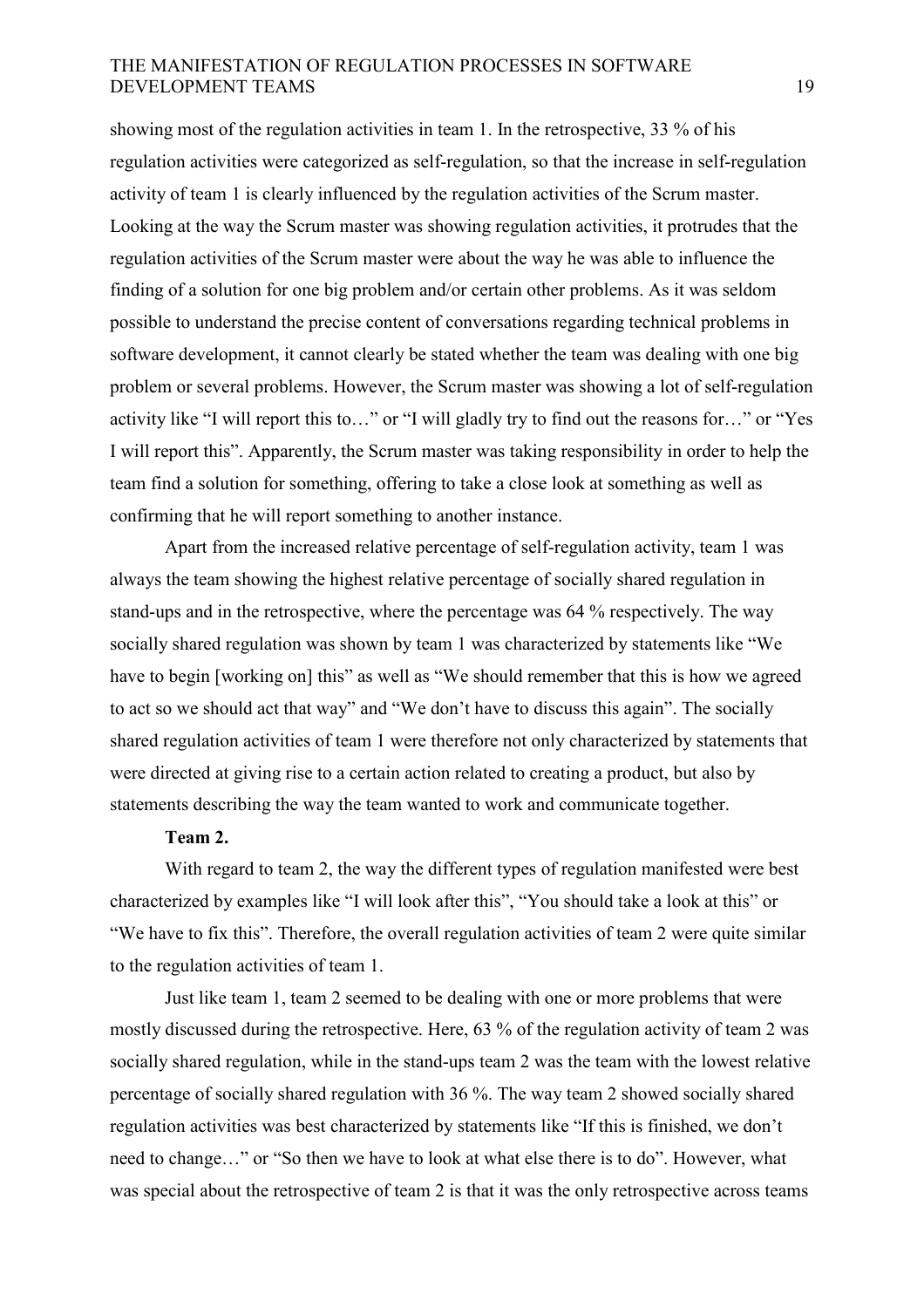showing most of the regulation activities in team 1. In the retrospective, 33 % of his regulation activities were categorized as self-regulation, so that the increase in self-regulation activity of team 1 is clearly influenced by the regulation activities of the Scrum master. Looking at the way the Scrum master was showing regulation activities, it protrudes that the regulation activities of the Scrum master were about the way he was able to influence the finding of a solution for one big problem and/or certain other problems. As it was seldom possible to understand the precise content of conversations regarding technical problems in software development, it cannot clearly be stated whether the team was dealing with one big problem or several problems. However, the Scrum master was showing a lot of self-regulation activity like "I will report this to…" or "I will gladly try to find out the reasons for…" or "Yes I will report this". Apparently, the Scrum master was taking responsibility in order to help the team find a solution for something, offering to take a close look at something as well as confirming that he will report something to another instance.

Apart from the increased relative percentage of self-regulation activity, team 1 was always the team showing the highest relative percentage of socially shared regulation in stand-ups and in the retrospective, where the percentage was 64 % respectively. The way socially shared regulation was shown by team 1 was characterized by statements like "We have to begin [working on] this" as well as "We should remember that this is how we agreed to act so we should act that way" and "We don't have to discuss this again". The socially shared regulation activities of team 1 were therefore not only characterized by statements that were directed at giving rise to a certain action related to creating a product, but also by statements describing the way the team wanted to work and communicate together.

**Team 2.**

With regard to team 2, the way the different types of regulation manifested were best characterized by examples like "I will look after this", "You should take a look at this" or "We have to fix this". Therefore, the overall regulation activities of team 2 were quite similar to the regulation activities of team 1.

Just like team 1, team 2 seemed to be dealing with one or more problems that were mostly discussed during the retrospective. Here, 63 % of the regulation activity of team 2 was socially shared regulation, while in the stand-ups team 2 was the team with the lowest relative percentage of socially shared regulation with 36 %. The way team 2 showed socially shared regulation activities was best characterized by statements like "If this is finished, we don't need to change…" or "So then we have to look at what else there is to do". However, what was special about the retrospective of team 2 is that it was the only retrospective across teams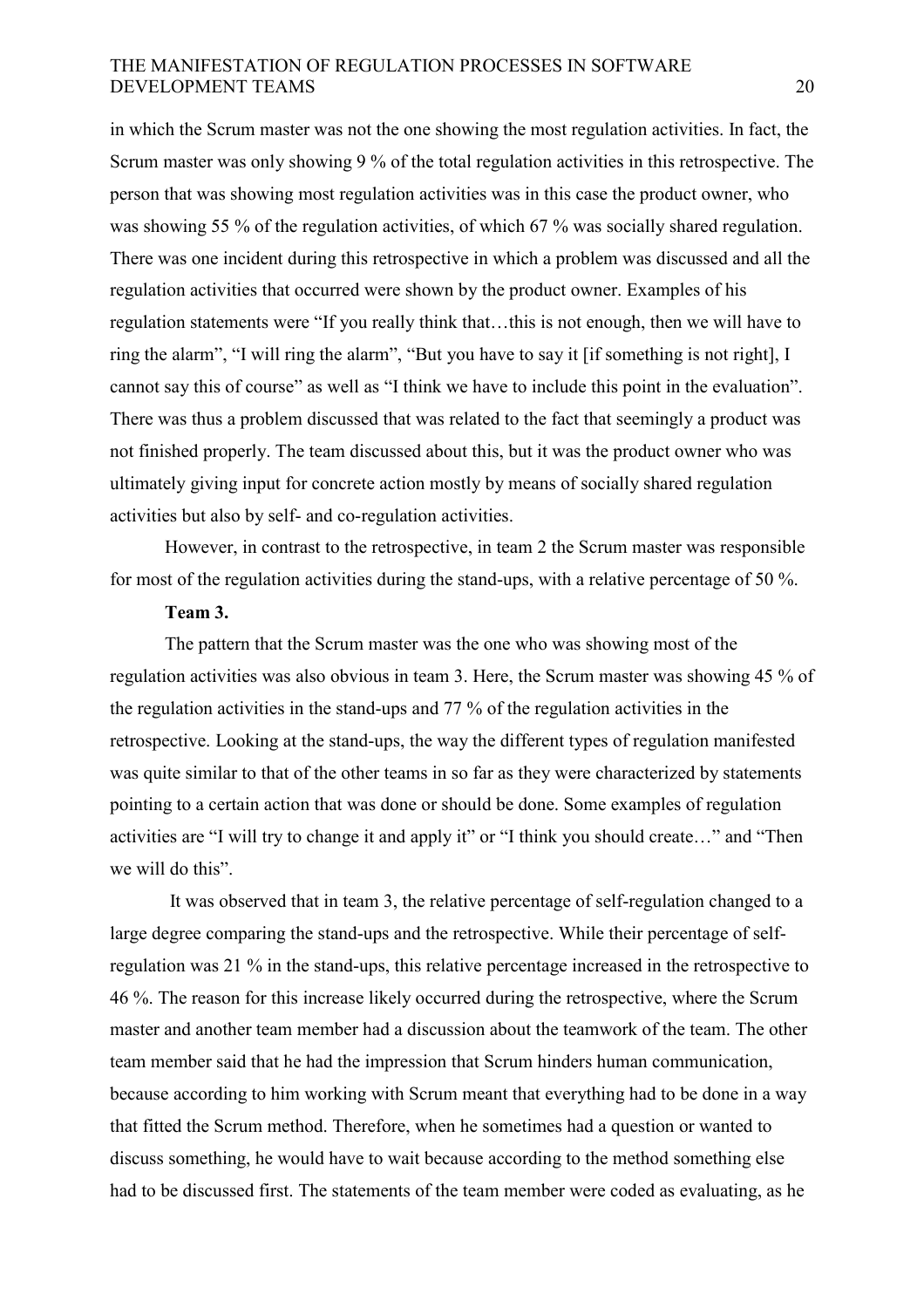in which the Scrum master was not the one showing the most regulation activities. In fact, the Scrum master was only showing 9 % of the total regulation activities in this retrospective. The person that was showing most regulation activities was in this case the product owner, who was showing 55 % of the regulation activities, of which 67 % was socially shared regulation. There was one incident during this retrospective in which a problem was discussed and all the regulation activities that occurred were shown by the product owner. Examples of his regulation statements were "If you really think that…this is not enough, then we will have to ring the alarm", "I will ring the alarm", "But you have to say it [if something is not right], I cannot say this of course" as well as "I think we have to include this point in the evaluation". There was thus a problem discussed that was related to the fact that seemingly a product was not finished properly. The team discussed about this, but it was the product owner who was ultimately giving input for concrete action mostly by means of socially shared regulation activities but also by self- and co-regulation activities.

However, in contrast to the retrospective, in team 2 the Scrum master was responsible for most of the regulation activities during the stand-ups, with a relative percentage of 50 %.

**Team 3.**

The pattern that the Scrum master was the one who was showing most of the regulation activities was also obvious in team 3. Here, the Scrum master was showing 45 % of the regulation activities in the stand-ups and 77 % of the regulation activities in the retrospective. Looking at the stand-ups, the way the different types of regulation manifested was quite similar to that of the other teams in so far as they were characterized by statements pointing to a certain action that was done or should be done. Some examples of regulation activities are "I will try to change it and apply it" or "I think you should create…" and "Then we will do this".

It was observed that in team 3, the relative percentage of self-regulation changed to a large degree comparing the stand-ups and the retrospective. While their percentage of self-regulation was 21 % in the stand-ups, this relative percentage increased in the retrospective to 46 %. The reason for this increase likely occurred during the retrospective, where the Scrum master and another team member had a discussion about the teamwork of the team. The other team member said that he had the impression that Scrum hinders human communication, because according to him working with Scrum meant that everything had to be done in a way that fitted the Scrum method. Therefore, when he sometimes had a question or wanted to discuss something, he would have to wait because according to the method something else had to be discussed first. The statements of the team member were coded as evaluating, as he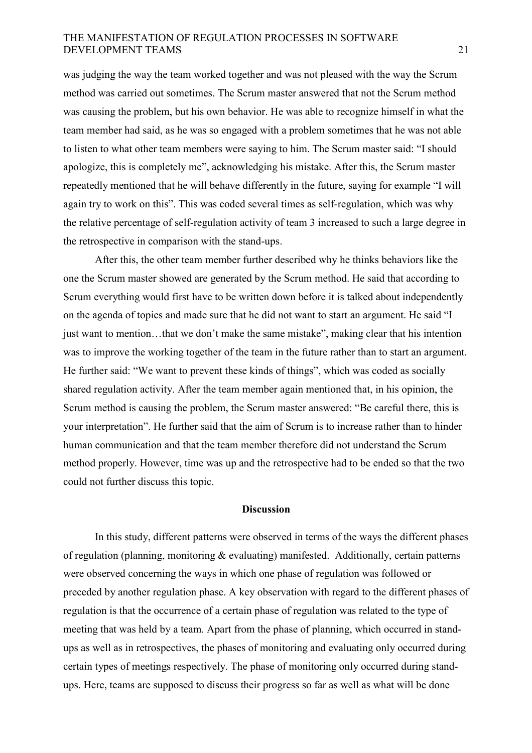was judging the way the team worked together and was not pleased with the way the Scrum method was carried out sometimes. The Scrum master answered that not the Scrum method was causing the problem, but his own behavior. He was able to recognize himself in what the team member had said, as he was so engaged with a problem sometimes that he was not able to listen to what other team members were saying to him. The Scrum master said: "I should apologize, this is completely me", acknowledging his mistake. After this, the Scrum master repeatedly mentioned that he will behave differently in the future, saying for example "I will again try to work on this". This was coded several times as self-regulation, which was why the relative percentage of self-regulation activity of team 3 increased to such a large degree in the retrospective in comparison with the stand-ups.

After this, the other team member further described why he thinks behaviors like the one the Scrum master showed are generated by the Scrum method. He said that according to Scrum everything would first have to be written down before it is talked about independently on the agenda of topics and made sure that he did not want to start an argument. He said "I just want to mention…that we don't make the same mistake", making clear that his intention was to improve the working together of the team in the future rather than to start an argument. He further said: "We want to prevent these kinds of things", which was coded as socially shared regulation activity. After the team member again mentioned that, in his opinion, the Scrum method is causing the problem, the Scrum master answered: "Be careful there, this is your interpretation". He further said that the aim of Scrum is to increase rather than to hinder human communication and that the team member therefore did not understand the Scrum method properly. However, time was up and the retrospective had to be ended so that the two could not further discuss this topic.

## Discussion

In this study, different patterns were observed in terms of the ways the different phases of regulation (planning, monitoring & evaluating) manifested. Additionally, certain patterns were observed concerning the ways in which one phase of regulation was followed or preceded by another regulation phase. A key observation with regard to the different phases of regulation is that the occurrence of a certain phase of regulation was related to the type of meeting that was held by a team. Apart from the phase of planning, which occurred in stand-ups as well as in retrospectives, the phases of monitoring and evaluating only occurred during certain types of meetings respectively. The phase of monitoring only occurred during stand-ups. Here, teams are supposed to discuss their progress so far as well as what will be done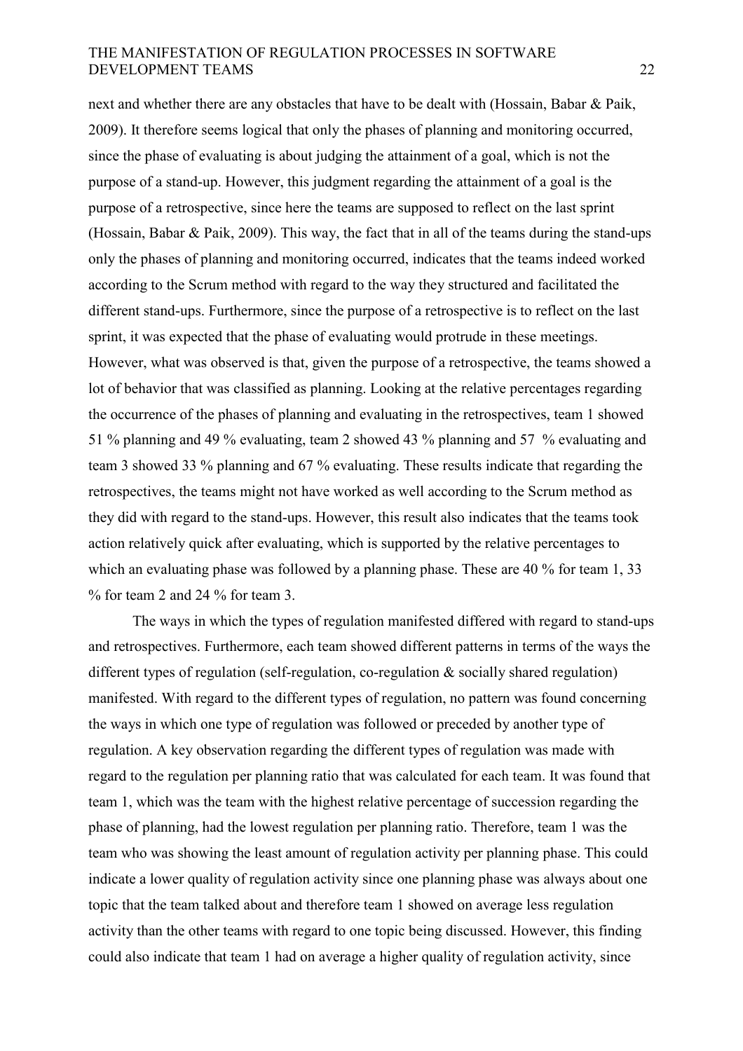next and whether there are any obstacles that have to be dealt with (Hossain, Babar & Paik, 2009). It therefore seems logical that only the phases of planning and monitoring occurred, since the phase of evaluating is about judging the attainment of a goal, which is not the purpose of a stand-up. However, this judgment regarding the attainment of a goal is the purpose of a retrospective, since here the teams are supposed to reflect on the last sprint (Hossain, Babar & Paik, 2009). This way, the fact that in all of the teams during the stand-ups only the phases of planning and monitoring occurred, indicates that the teams indeed worked according to the Scrum method with regard to the way they structured and facilitated the different stand-ups. Furthermore, since the purpose of a retrospective is to reflect on the last sprint, it was expected that the phase of evaluating would protrude in these meetings. However, what was observed is that, given the purpose of a retrospective, the teams showed a lot of behavior that was classified as planning. Looking at the relative percentages regarding the occurrence of the phases of planning and evaluating in the retrospectives, team 1 showed 51 % planning and 49 % evaluating, team 2 showed 43 % planning and 57 % evaluating and team 3 showed 33 % planning and 67 % evaluating. These results indicate that regarding the retrospectives, the teams might not have worked as well according to the Scrum method as they did with regard to the stand-ups. However, this result also indicates that the teams took action relatively quick after evaluating, which is supported by the relative percentages to which an evaluating phase was followed by a planning phase. These are 40 % for team 1, 33 % for team 2 and 24 % for team 3.

The ways in which the types of regulation manifested differed with regard to stand-ups and retrospectives. Furthermore, each team showed different patterns in terms of the ways the different types of regulation (self-regulation, co-regulation & socially shared regulation) manifested. With regard to the different types of regulation, no pattern was found concerning the ways in which one type of regulation was followed or preceded by another type of regulation. A key observation regarding the different types of regulation was made with regard to the regulation per planning ratio that was calculated for each team. It was found that team 1, which was the team with the highest relative percentage of succession regarding the phase of planning, had the lowest regulation per planning ratio. Therefore, team 1 was the team who was showing the least amount of regulation activity per planning phase. This could indicate a lower quality of regulation activity since one planning phase was always about one topic that the team talked about and therefore team 1 showed on average less regulation activity than the other teams with regard to one topic being discussed. However, this finding could also indicate that team 1 had on average a higher quality of regulation activity, since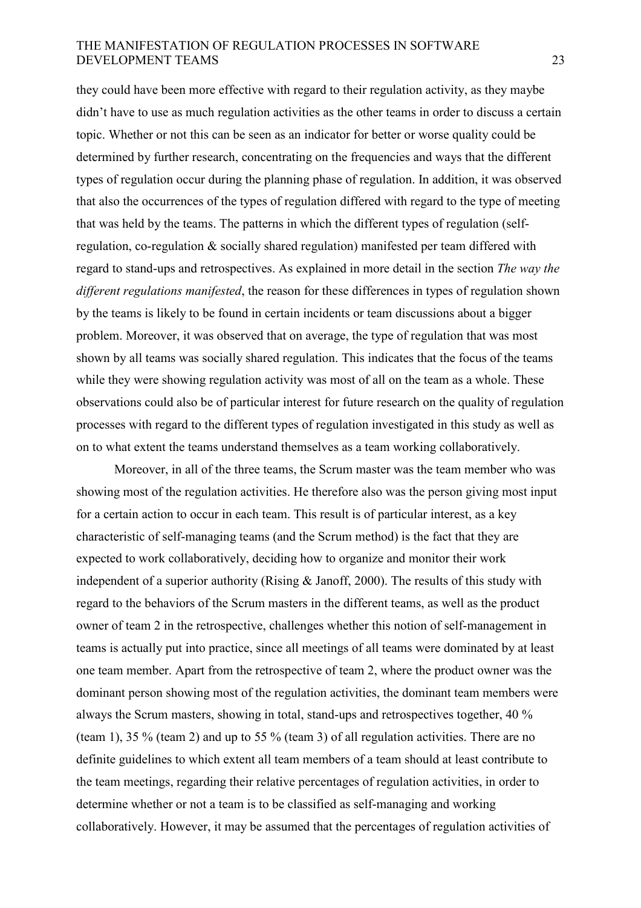they could have been more effective with regard to their regulation activity, as they maybe didn't have to use as much regulation activities as the other teams in order to discuss a certain topic. Whether or not this can be seen as an indicator for better or worse quality could be determined by further research, concentrating on the frequencies and ways that the different types of regulation occur during the planning phase of regulation. In addition, it was observed that also the occurrences of the types of regulation differed with regard to the type of meeting that was held by the teams. The patterns in which the different types of regulation (self-regulation, co-regulation & socially shared regulation) manifested per team differed with regard to stand-ups and retrospectives. As explained in more detail in the section *The way the different regulations manifested*, the reason for these differences in types of regulation shown by the teams is likely to be found in certain incidents or team discussions about a bigger problem. Moreover, it was observed that on average, the type of regulation that was most shown by all teams was socially shared regulation. This indicates that the focus of the teams while they were showing regulation activity was most of all on the team as a whole. These observations could also be of particular interest for future research on the quality of regulation processes with regard to the different types of regulation investigated in this study as well as on to what extent the teams understand themselves as a team working collaboratively.

Moreover, in all of the three teams, the Scrum master was the team member who was showing most of the regulation activities. He therefore also was the person giving most input for a certain action to occur in each team. This result is of particular interest, as a key characteristic of self-managing teams (and the Scrum method) is the fact that they are expected to work collaboratively, deciding how to organize and monitor their work independent of a superior authority (Rising & Janoff, 2000). The results of this study with regard to the behaviors of the Scrum masters in the different teams, as well as the product owner of team 2 in the retrospective, challenges whether this notion of self-management in teams is actually put into practice, since all meetings of all teams were dominated by at least one team member. Apart from the retrospective of team 2, where the product owner was the dominant person showing most of the regulation activities, the dominant team members were always the Scrum masters, showing in total, stand-ups and retrospectives together, 40 % (team 1), 35 % (team 2) and up to 55 % (team 3) of all regulation activities. There are no definite guidelines to which extent all team members of a team should at least contribute to the team meetings, regarding their relative percentages of regulation activities, in order to determine whether or not a team is to be classified as self-managing and working collaboratively. However, it may be assumed that the percentages of regulation activities of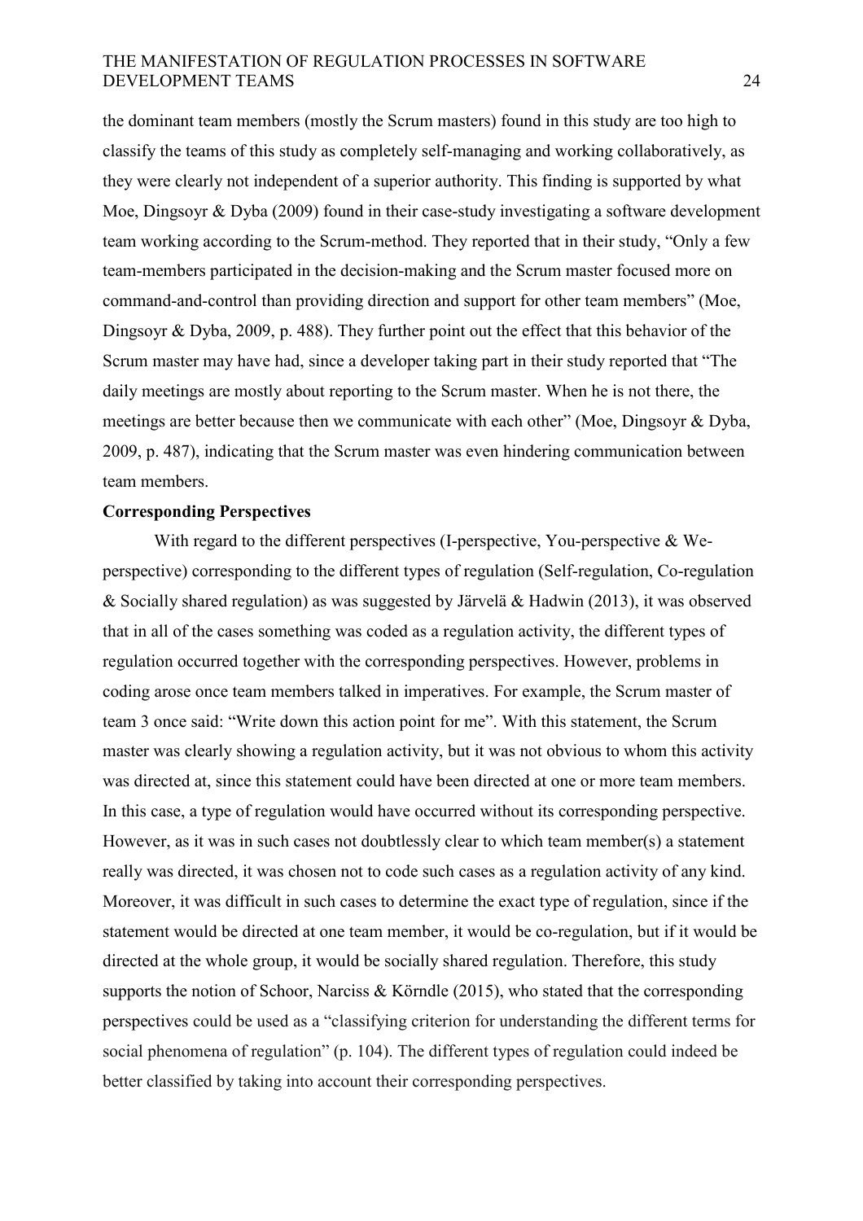the dominant team members (mostly the Scrum masters) found in this study are too high to classify the teams of this study as completely self-managing and working collaboratively, as they were clearly not independent of a superior authority. This finding is supported by what Moe, Dingsoyr & Dyba (2009) found in their case-study investigating a software development team working according to the Scrum-method. They reported that in their study, "Only a few team-members participated in the decision-making and the Scrum master focused more on command-and-control than providing direction and support for other team members" (Moe, Dingsoyr & Dyba, 2009, p. 488). They further point out the effect that this behavior of the Scrum master may have had, since a developer taking part in their study reported that "The daily meetings are mostly about reporting to the Scrum master. When he is not there, the meetings are better because then we communicate with each other" (Moe, Dingsoyr & Dyba, 2009, p. 487), indicating that the Scrum master was even hindering communication between team members.

**Corresponding Perspectives**

With regard to the different perspectives (I-perspective, You-perspective & We-perspective) corresponding to the different types of regulation (Self-regulation, Co-regulation & Socially shared regulation) as was suggested by Järvelä & Hadwin (2013), it was observed that in all of the cases something was coded as a regulation activity, the different types of regulation occurred together with the corresponding perspectives. However, problems in coding arose once team members talked in imperatives. For example, the Scrum master of team 3 once said: "Write down this action point for me". With this statement, the Scrum master was clearly showing a regulation activity, but it was not obvious to whom this activity was directed at, since this statement could have been directed at one or more team members. In this case, a type of regulation would have occurred without its corresponding perspective. However, as it was in such cases not doubtlessly clear to which team member(s) a statement really was directed, it was chosen not to code such cases as a regulation activity of any kind. Moreover, it was difficult in such cases to determine the exact type of regulation, since if the statement would be directed at one team member, it would be co-regulation, but if it would be directed at the whole group, it would be socially shared regulation. Therefore, this study supports the notion of Schoor, Narciss & Körndle (2015), who stated that the corresponding perspectives could be used as a "classifying criterion for understanding the different terms for social phenomena of regulation" (p. 104). The different types of regulation could indeed be better classified by taking into account their corresponding perspectives.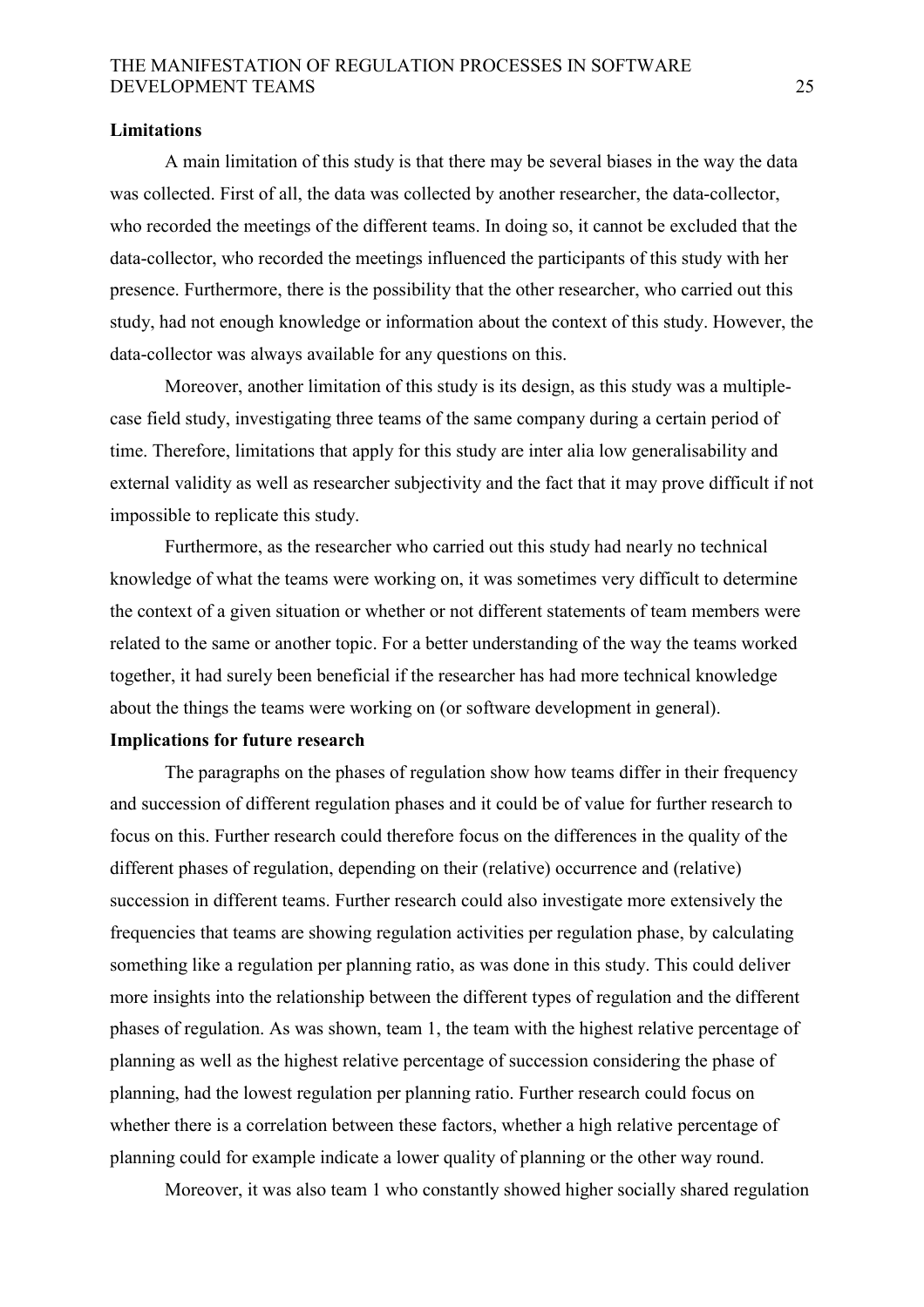**Limitations**

A main limitation of this study is that there may be several biases in the way the data was collected. First of all, the data was collected by another researcher, the data-collector, who recorded the meetings of the different teams. In doing so, it cannot be excluded that the data-collector, who recorded the meetings influenced the participants of this study with her presence. Furthermore, there is the possibility that the other researcher, who carried out this study, had not enough knowledge or information about the context of this study. However, the data-collector was always available for any questions on this.

Moreover, another limitation of this study is its design, as this study was a multiple-case field study, investigating three teams of the same company during a certain period of time. Therefore, limitations that apply for this study are inter alia low generalisability and external validity as well as researcher subjectivity and the fact that it may prove difficult if not impossible to replicate this study.

Furthermore, as the researcher who carried out this study had nearly no technical knowledge of what the teams were working on, it was sometimes very difficult to determine the context of a given situation or whether or not different statements of team members were related to the same or another topic. For a better understanding of the way the teams worked together, it had surely been beneficial if the researcher has had more technical knowledge about the things the teams were working on (or software development in general).

**Implications for future research**

The paragraphs on the phases of regulation show how teams differ in their frequency and succession of different regulation phases and it could be of value for further research to focus on this. Further research could therefore focus on the differences in the quality of the different phases of regulation, depending on their (relative) occurrence and (relative) succession in different teams. Further research could also investigate more extensively the frequencies that teams are showing regulation activities per regulation phase, by calculating something like a regulation per planning ratio, as was done in this study. This could deliver more insights into the relationship between the different types of regulation and the different phases of regulation. As was shown, team 1, the team with the highest relative percentage of planning as well as the highest relative percentage of succession considering the phase of planning, had the lowest regulation per planning ratio. Further research could focus on whether there is a correlation between these factors, whether a high relative percentage of planning could for example indicate a lower quality of planning or the other way round.

Moreover, it was also team 1 who constantly showed higher socially shared regulation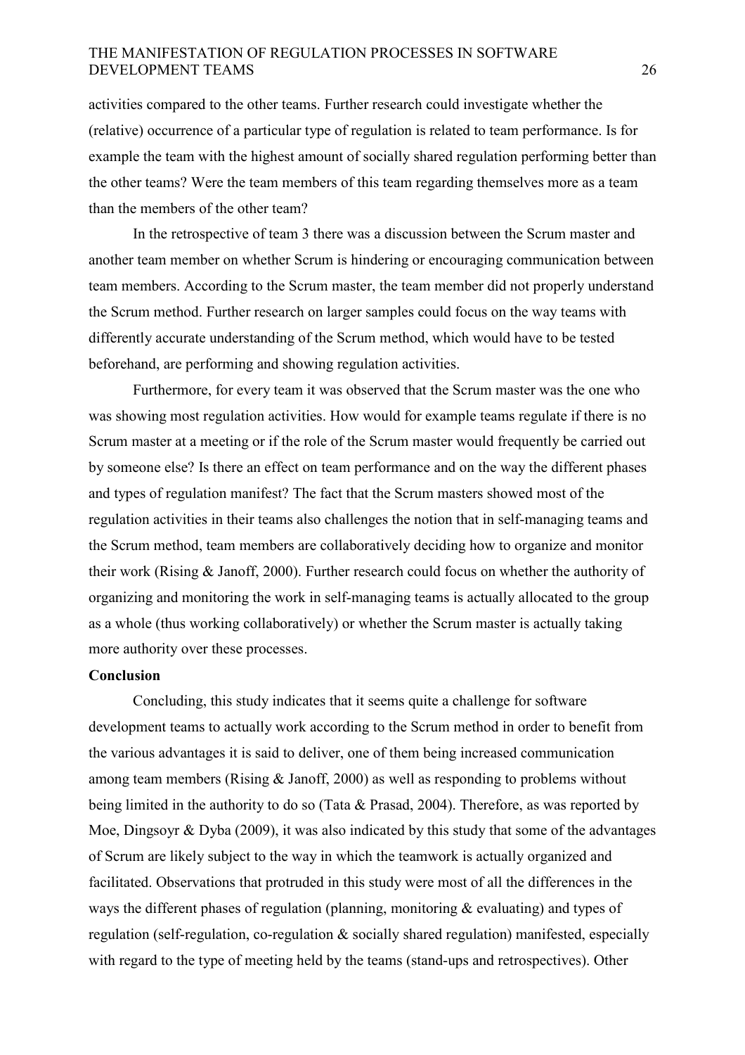activities compared to the other teams. Further research could investigate whether the (relative) occurrence of a particular type of regulation is related to team performance. Is for example the team with the highest amount of socially shared regulation performing better than the other teams? Were the team members of this team regarding themselves more as a team than the members of the other team?

In the retrospective of team 3 there was a discussion between the Scrum master and another team member on whether Scrum is hindering or encouraging communication between team members. According to the Scrum master, the team member did not properly understand the Scrum method. Further research on larger samples could focus on the way teams with differently accurate understanding of the Scrum method, which would have to be tested beforehand, are performing and showing regulation activities.

Furthermore, for every team it was observed that the Scrum master was the one who was showing most regulation activities. How would for example teams regulate if there is no Scrum master at a meeting or if the role of the Scrum master would frequently be carried out by someone else? Is there an effect on team performance and on the way the different phases and types of regulation manifest? The fact that the Scrum masters showed most of the regulation activities in their teams also challenges the notion that in self-managing teams and the Scrum method, team members are collaboratively deciding how to organize and monitor their work (Rising & Janoff, 2000). Further research could focus on whether the authority of organizing and monitoring the work in self-managing teams is actually allocated to the group as a whole (thus working collaboratively) or whether the Scrum master is actually taking more authority over these processes.

**Conclusion**

Concluding, this study indicates that it seems quite a challenge for software development teams to actually work according to the Scrum method in order to benefit from the various advantages it is said to deliver, one of them being increased communication among team members (Rising & Janoff, 2000) as well as responding to problems without being limited in the authority to do so (Tata & Prasad, 2004). Therefore, as was reported by Moe, Dingsoyr & Dyba (2009), it was also indicated by this study that some of the advantages of Scrum are likely subject to the way in which the teamwork is actually organized and facilitated. Observations that protruded in this study were most of all the differences in the ways the different phases of regulation (planning, monitoring & evaluating) and types of regulation (self-regulation, co-regulation & socially shared regulation) manifested, especially with regard to the type of meeting held by the teams (stand-ups and retrospectives). Other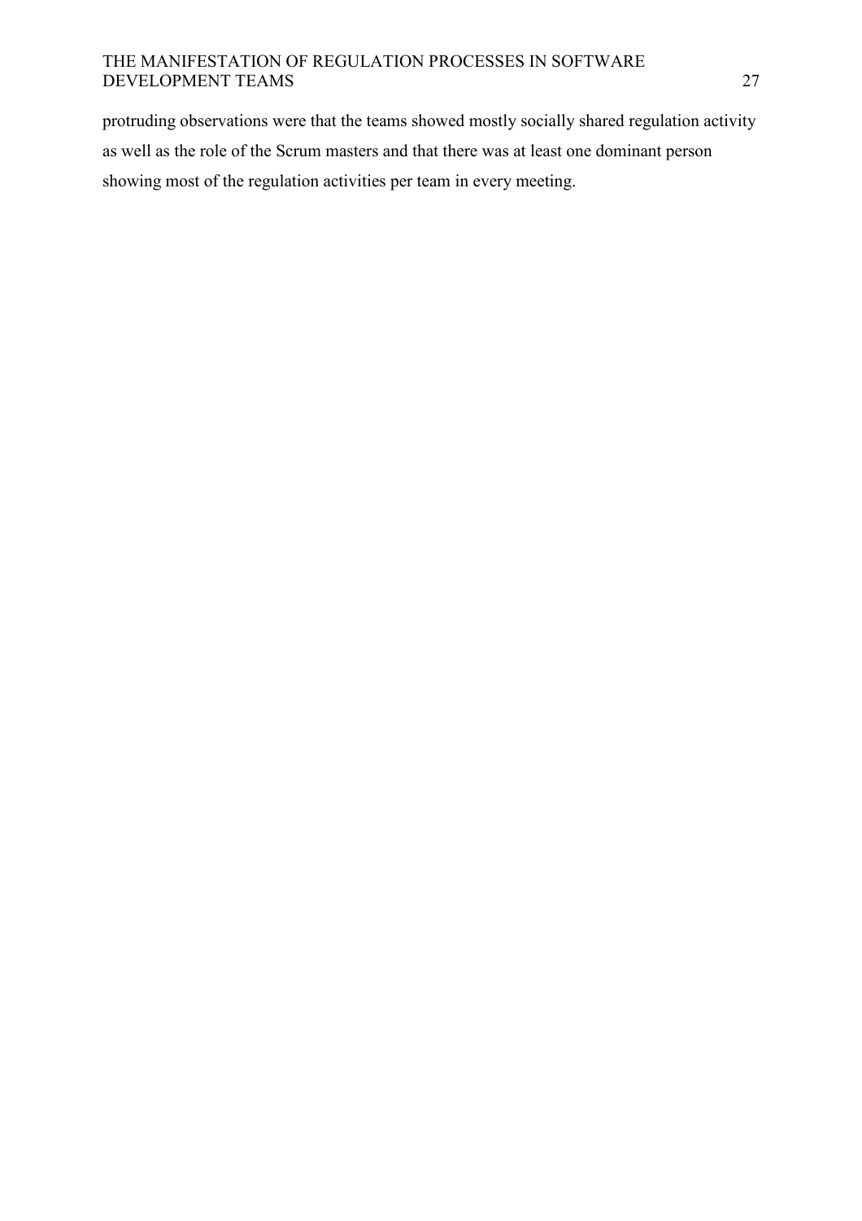protruding observations were that the teams showed mostly socially shared regulation activity as well as the role of the Scrum masters and that there was at least one dominant person showing most of the regulation activities per team in every meeting.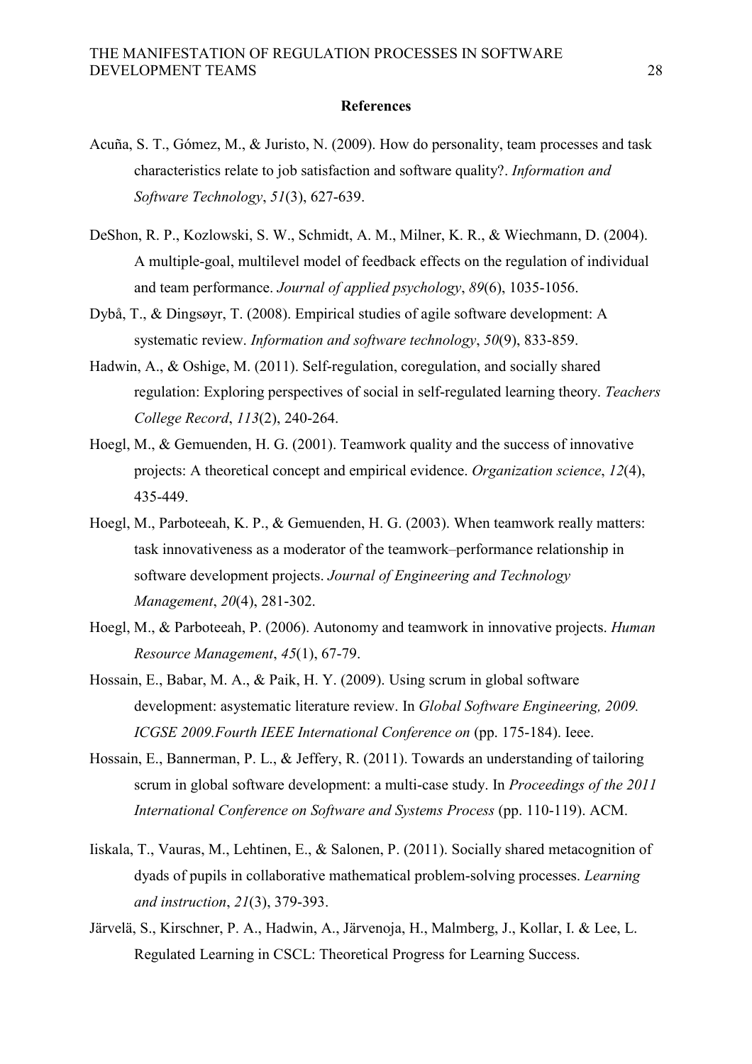**References**

Acuña, S. T., Gómez, M., & Juristo, N. (2009). How do personality, team processes and task characteristics relate to job satisfaction and software quality?. *Information and Software Technology*, *51*(3), 627-639.

DeShon, R. P., Kozlowski, S. W., Schmidt, A. M., Milner, K. R., & Wiechmann, D. (2004). A multiple-goal, multilevel model of feedback effects on the regulation of individual and team performance. *Journal of applied psychology*, *89*(6), 1035-1056.

Dybå, T., & Dingsøyr, T. (2008). Empirical studies of agile software development: A systematic review. *Information and software technology*, *50*(9), 833-859.

Hadwin, A., & Oshige, M. (2011). Self-regulation, coregulation, and socially shared regulation: Exploring perspectives of social in self-regulated learning theory. *Teachers College Record*, *113*(2), 240-264.

Hoegl, M., & Gemuenden, H. G. (2001). Teamwork quality and the success of innovative projects: A theoretical concept and empirical evidence. *Organization science*, *12*(4), 435-449.

Hoegl, M., Parboteeah, K. P., & Gemuenden, H. G. (2003). When teamwork really matters: task innovativeness as a moderator of the teamwork–performance relationship in software development projects. *Journal of Engineering and Technology Management*, *20*(4), 281-302.

Hoegl, M., & Parboteeah, P. (2006). Autonomy and teamwork in innovative projects. *Human Resource Management*, *45*(1), 67-79.

Hossain, E., Babar, M. A., & Paik, H. Y. (2009). Using scrum in global software development: asystematic literature review. In *Global Software Engineering, 2009. ICGSE 2009.Fourth IEEE International Conference on* (pp. 175-184). Ieee.

Hossain, E., Bannerman, P. L., & Jeffery, R. (2011). Towards an understanding of tailoring scrum in global software development: a multi-case study. In *Proceedings of the 2011 International Conference on Software and Systems Process* (pp. 110-119). ACM.

Iiskala, T., Vauras, M., Lehtinen, E., & Salonen, P. (2011). Socially shared metacognition of dyads of pupils in collaborative mathematical problem-solving processes. *Learning and instruction*, *21*(3), 379-393.

Järvelä, S., Kirschner, P. A., Hadwin, A., Järvenoja, H., Malmberg, J., Kollar, I. & Lee, L. Regulated Learning in CSCL: Theoretical Progress for Learning Success.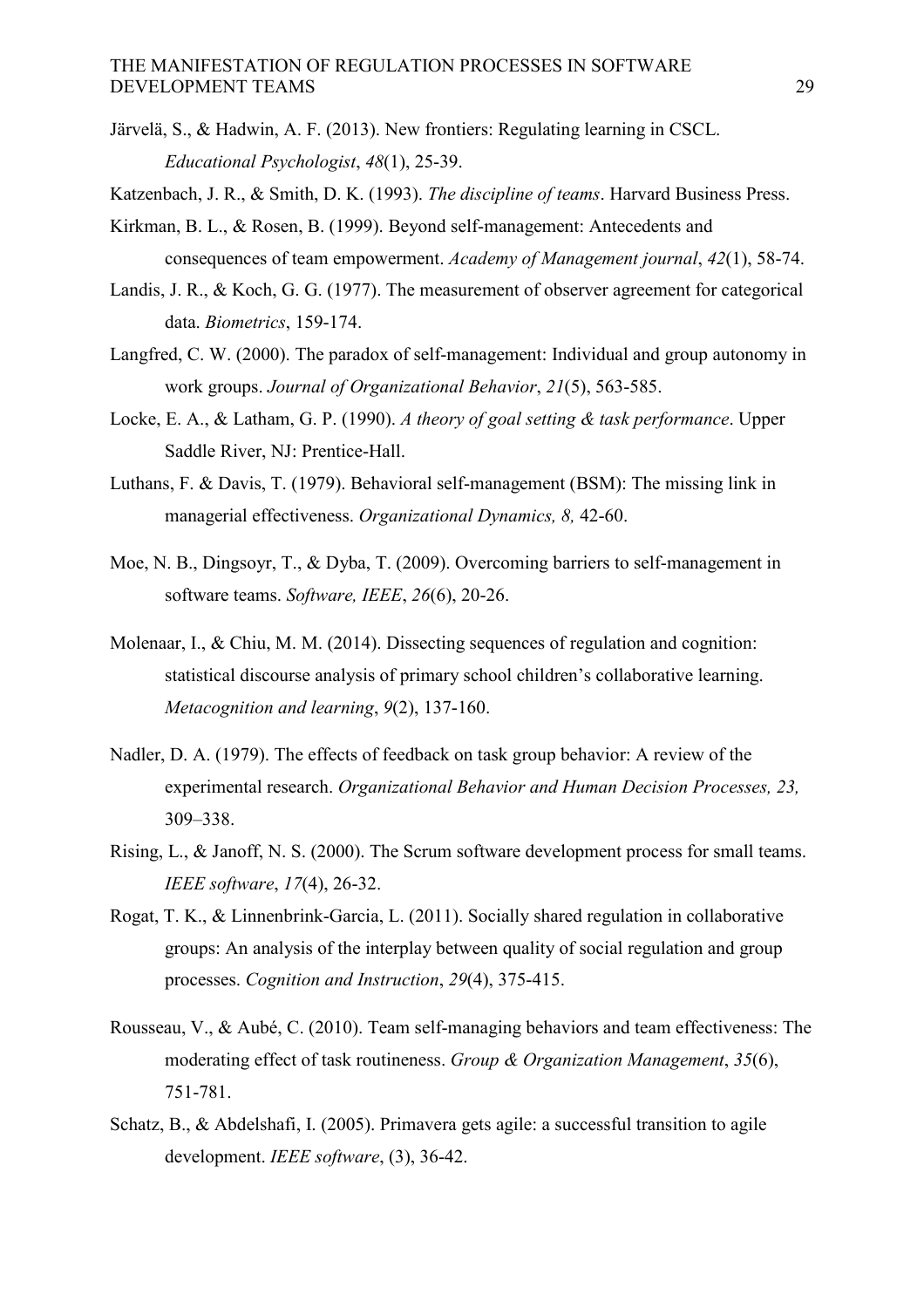Järvelä, S., & Hadwin, A. F. (2013). New frontiers: Regulating learning in CSCL. *Educational Psychologist*, *48*(1), 25-39.

Katzenbach, J. R., & Smith, D. K. (1993). *The discipline of teams*. Harvard Business Press.

Kirkman, B. L., & Rosen, B. (1999). Beyond self-management: Antecedents and consequences of team empowerment. *Academy of Management journal*, *42*(1), 58-74.

Landis, J. R., & Koch, G. G. (1977). The measurement of observer agreement for categorical data. *Biometrics*, 159-174.

Langfred, C. W. (2000). The paradox of self-management: Individual and group autonomy in work groups. *Journal of Organizational Behavior*, *21*(5), 563-585.

Locke, E. A., & Latham, G. P. (1990). *A theory of goal setting & task performance*. Upper Saddle River, NJ: Prentice-Hall.

Luthans, F. & Davis, T. (1979). Behavioral self-management (BSM): The missing link in managerial effectiveness. *Organizational Dynamics, 8,* 42-60.

Moe, N. B., Dingsoyr, T., & Dyba, T. (2009). Overcoming barriers to self-management in software teams. *Software, IEEE*, *26*(6), 20-26.

Molenaar, I., & Chiu, M. M. (2014). Dissecting sequences of regulation and cognition: statistical discourse analysis of primary school children's collaborative learning. *Metacognition and learning*, *9*(2), 137-160.

Nadler, D. A. (1979). The effects of feedback on task group behavior: A review of the experimental research. *Organizational Behavior and Human Decision Processes, 23,* 309–338.

Rising, L., & Janoff, N. S. (2000). The Scrum software development process for small teams. *IEEE software*, *17*(4), 26-32.

Rogat, T. K., & Linnenbrink-Garcia, L. (2011). Socially shared regulation in collaborative groups: An analysis of the interplay between quality of social regulation and group processes. *Cognition and Instruction*, *29*(4), 375-415.

Rousseau, V., & Aubé, C. (2010). Team self-managing behaviors and team effectiveness: The moderating effect of task routineness. *Group & Organization Management*, *35*(6), 751-781.

Schatz, B., & Abdelshafi, I. (2005). Primavera gets agile: a successful transition to agile development. *IEEE software*, (3), 36-42.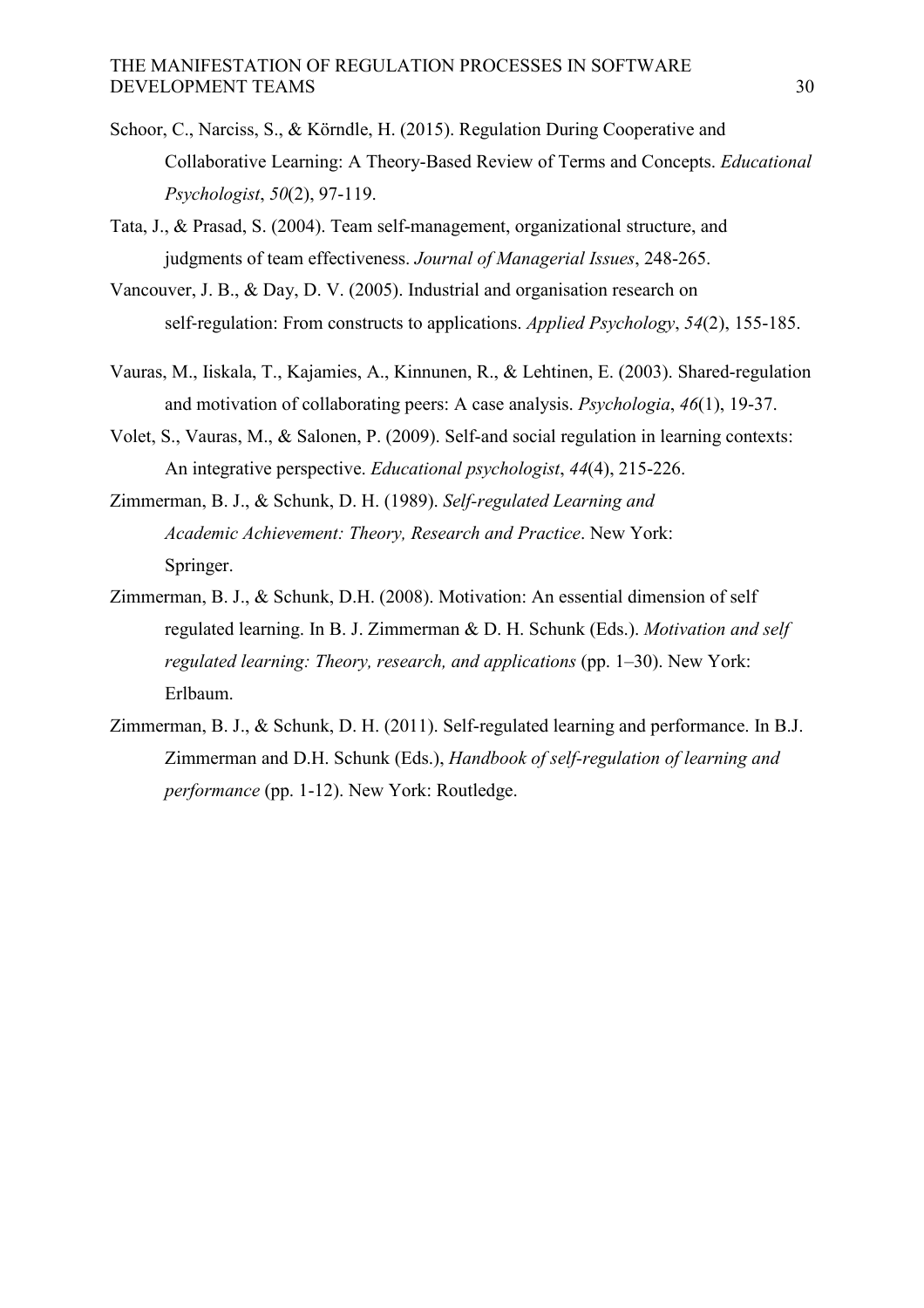Schoor, C., Narciss, S., & Körndle, H. (2015). Regulation During Cooperative and Collaborative Learning: A Theory-Based Review of Terms and Concepts. *Educational Psychologist*, *50*(2), 97-119.

Tata, J., & Prasad, S. (2004). Team self-management, organizational structure, and judgments of team effectiveness. *Journal of Managerial Issues*, 248-265.

Vancouver, J. B., & Day, D. V. (2005). Industrial and organisation research on self-regulation: From constructs to applications. *Applied Psychology*, *54*(2), 155-185.

Vauras, M., Iiskala, T., Kajamies, A., Kinnunen, R., & Lehtinen, E. (2003). Shared-regulation and motivation of collaborating peers: A case analysis. *Psychologia*, *46*(1), 19-37.

Volet, S., Vauras, M., & Salonen, P. (2009). Self-and social regulation in learning contexts: An integrative perspective. *Educational psychologist*, *44*(4), 215-226.

Zimmerman, B. J., & Schunk, D. H. (1989). *Self-regulated Learning and Academic Achievement: Theory, Research and Practice*. New York: Springer.

Zimmerman, B. J., & Schunk, D.H. (2008). Motivation: An essential dimension of self regulated learning. In B. J. Zimmerman & D. H. Schunk (Eds.). *Motivation and self regulated learning: Theory, research, and applications* (pp. 1–30). New York: Erlbaum.

Zimmerman, B. J., & Schunk, D. H. (2011). Self-regulated learning and performance. In B.J. Zimmerman and D.H. Schunk (Eds.), *Handbook of self-regulation of learning and performance* (pp. 1-12). New York: Routledge.